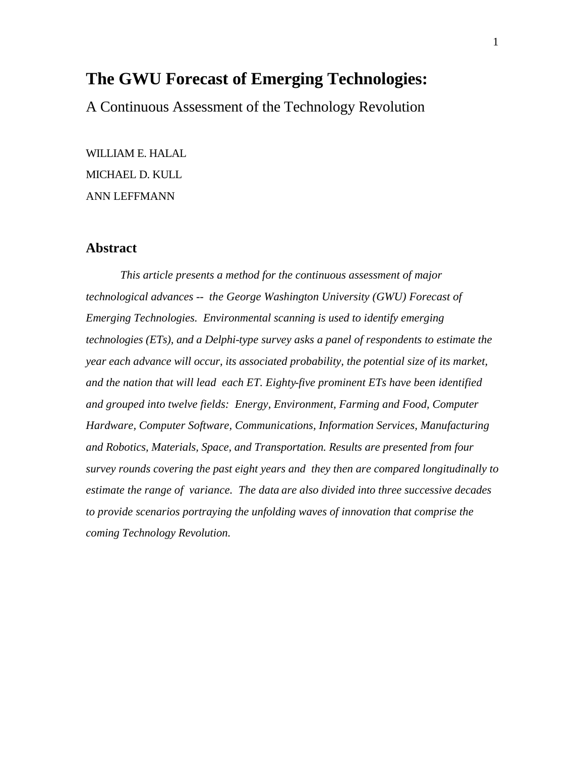# The GWU Forecast of Emerging Technologies:

A Continuous Assessment of the Technology Revolution

WILLIAM E. HALAL

MICHAEL D. KULL

ANN LEFFMANN

## Abstract

*This article presents a method for the continuous assessment of major technological advances -- the George Washington University (GWU) Forecast of Emerging Technologies. Environmental scanning is used to identify emerging technologies (ETs), and a Delphi-type survey asks a panel of respondents to estimate the year each advance will occur, its associated probability, the potential size of its market, and the nation that will lead each ET. Eighty-five prominent ETs have been identified and grouped into twelve fields: Energy, Environment, Farming and Food, Computer Hardware, Computer Software, Communications, Information Services, Manufacturing and Robotics, Materials, Space, and Transportation. Results are presented from four survey rounds covering the past eight years and they then are compared longitudinally to estimate the range of variance. The data are also divided into three successive decades to provide scenarios portraying the unfolding waves of innovation that comprise the coming Technology Revolution.*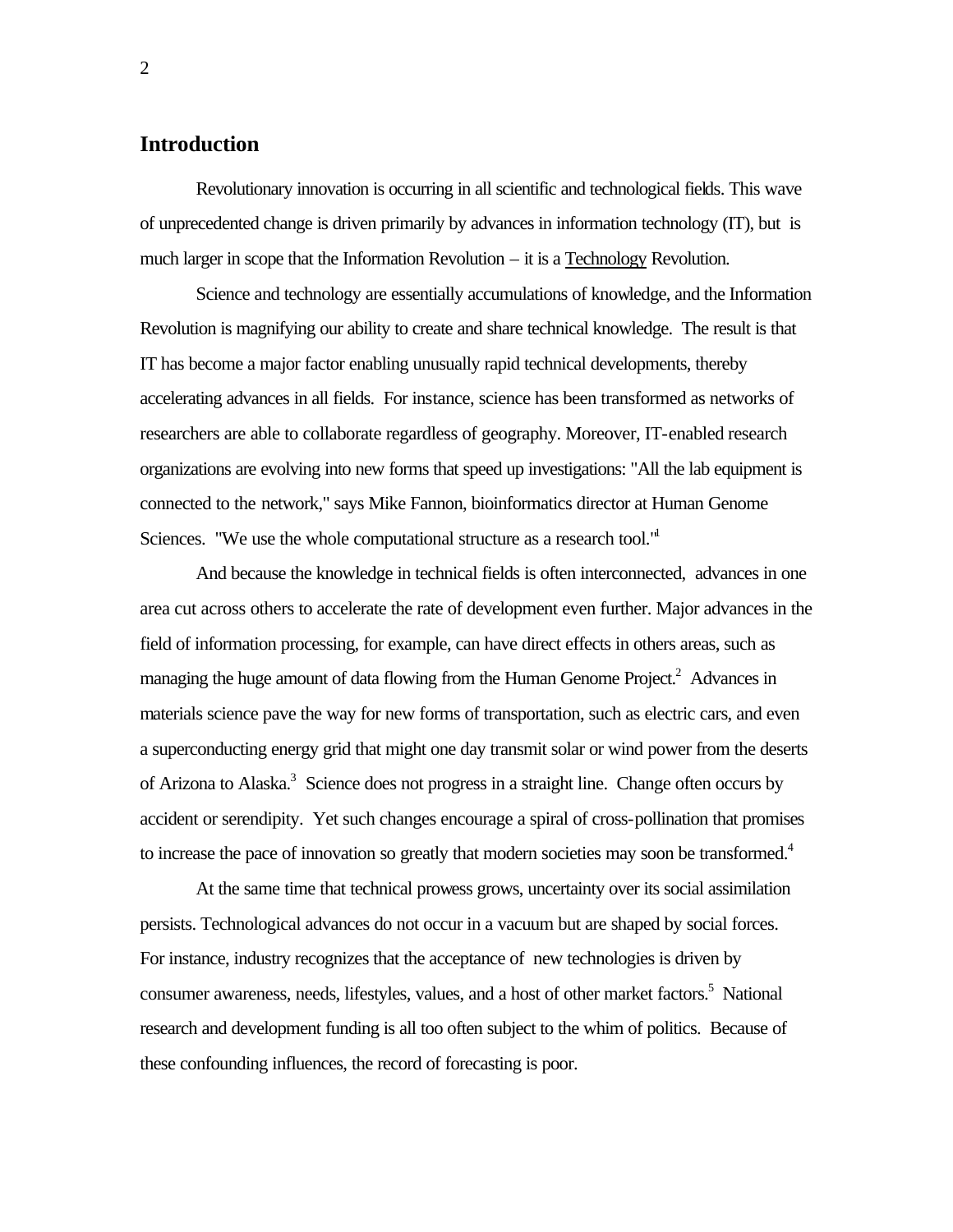## Introduction

Revolutionary innovation is occurring in all scientific and technological fields. This wave of unprecedented change is driven primarily by advances in information technology (IT), but is much larger in scope that the Information Revolution – it is a Technology Revolution.

Science and technology are essentially accumulations of knowledge, and the Information Revolution is magnifying our ability to create and share technical knowledge. The result is that IT has become a major factor enabling unusually rapid technical developments, thereby accelerating advances in all fields. For instance, science has been transformed as networks of researchers are able to collaborate regardless of geography. Moreover, IT-enabled research organizations are evolving into new forms that speed up investigations: "All the lab equipment is connected to the network," says Mike Fannon, bioinformatics director at Human Genome Sciences. "We use the whole computational structure as a research tool."[1]

And because the knowledge in technical fields is often interconnected, advances in one area cut across others to accelerate the rate of development even further. Major advances in the field of information processing, for example, can have direct effects in others areas, such as managing the huge amount of data flowing from the Human Genome Project.[2] Advances in materials science pave the way for new forms of transportation, such as electric cars, and even a superconducting energy grid that might one day transmit solar or wind power from the deserts of Arizona to Alaska.[3] Science does not progress in a straight line. Change often occurs by accident or serendipity. Yet such changes encourage a spiral of cross-pollination that promises to increase the pace of innovation so greatly that modern societies may soon be transformed.[4]

At the same time that technical prowess grows, uncertainty over its social assimilation persists. Technological advances do not occur in a vacuum but are shaped by social forces. For instance, industry recognizes that the acceptance of new technologies is driven by consumer awareness, needs, lifestyles, values, and a host of other market factors.[5] National research and development funding is all too often subject to the whim of politics. Because of these confounding influences, the record of forecasting is poor.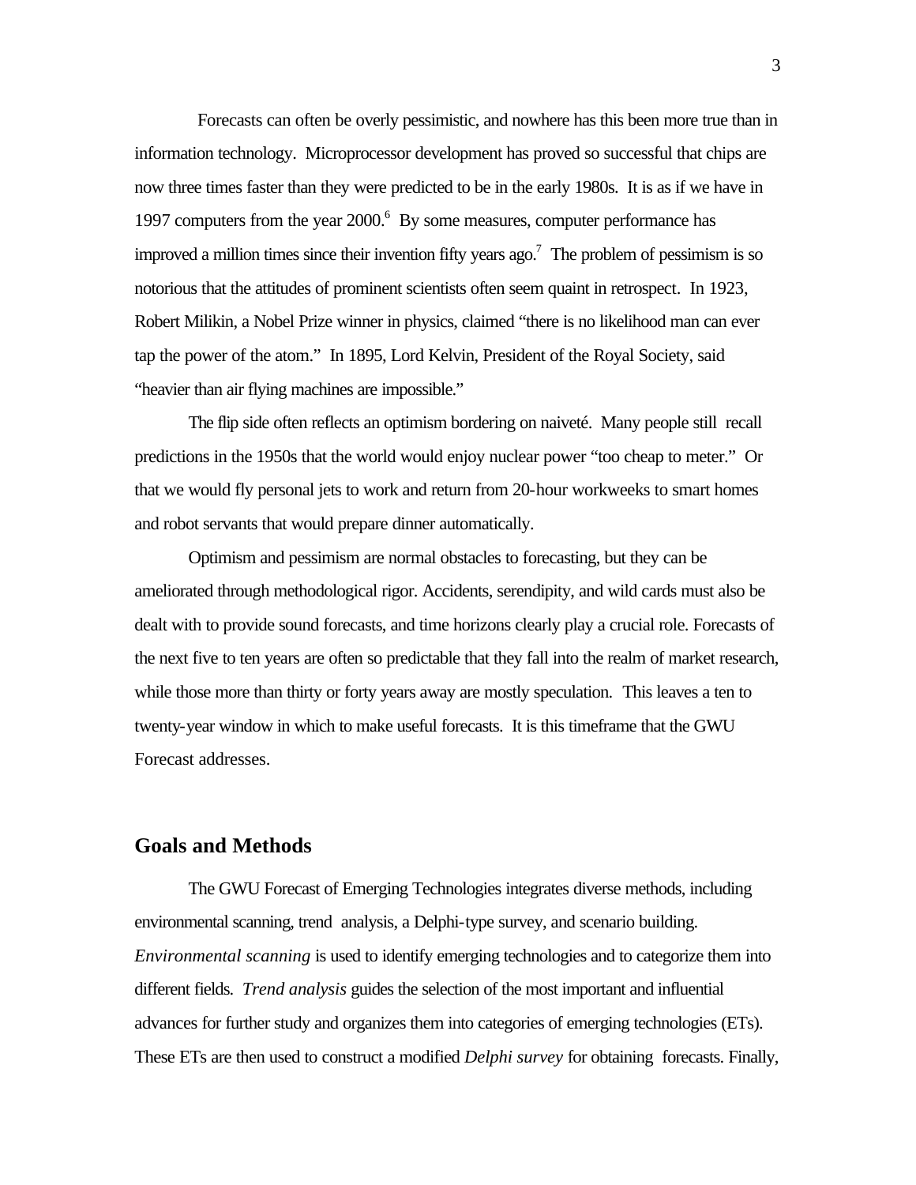Forecasts can often be overly pessimistic, and nowhere has this been more true than in information technology. Microprocessor development has proved so successful that chips are now three times faster than they were predicted to be in the early 1980s. It is as if we have in 1997 computers from the year 2000.[6] By some measures, computer performance has improved a million times since their invention fifty years ago.[7] The problem of pessimism is so notorious that the attitudes of prominent scientists often seem quaint in retrospect. In 1923, Robert Milikin, a Nobel Prize winner in physics, claimed "there is no likelihood man can ever tap the power of the atom." In 1895, Lord Kelvin, President of the Royal Society, said "heavier than air flying machines are impossible."

The flip side often reflects an optimism bordering on naiveté. Many people still recall predictions in the 1950s that the world would enjoy nuclear power "too cheap to meter." Or that we would fly personal jets to work and return from 20-hour workweeks to smart homes and robot servants that would prepare dinner automatically.

Optimism and pessimism are normal obstacles to forecasting, but they can be ameliorated through methodological rigor. Accidents, serendipity, and wild cards must also be dealt with to provide sound forecasts, and time horizons clearly play a crucial role. Forecasts of the next five to ten years are often so predictable that they fall into the realm of market research, while those more than thirty or forty years away are mostly speculation. This leaves a ten to twenty-year window in which to make useful forecasts. It is this timeframe that the GWU Forecast addresses.

## Goals and Methods

The GWU Forecast of Emerging Technologies integrates diverse methods, including environmental scanning, trend analysis, a Delphi-type survey, and scenario building. *Environmental scanning* is used to identify emerging technologies and to categorize them into different fields. *Trend analysis* guides the selection of the most important and influential advances for further study and organizes them into categories of emerging technologies (ETs). These ETs are then used to construct a modified *Delphi survey* for obtaining forecasts. Finally,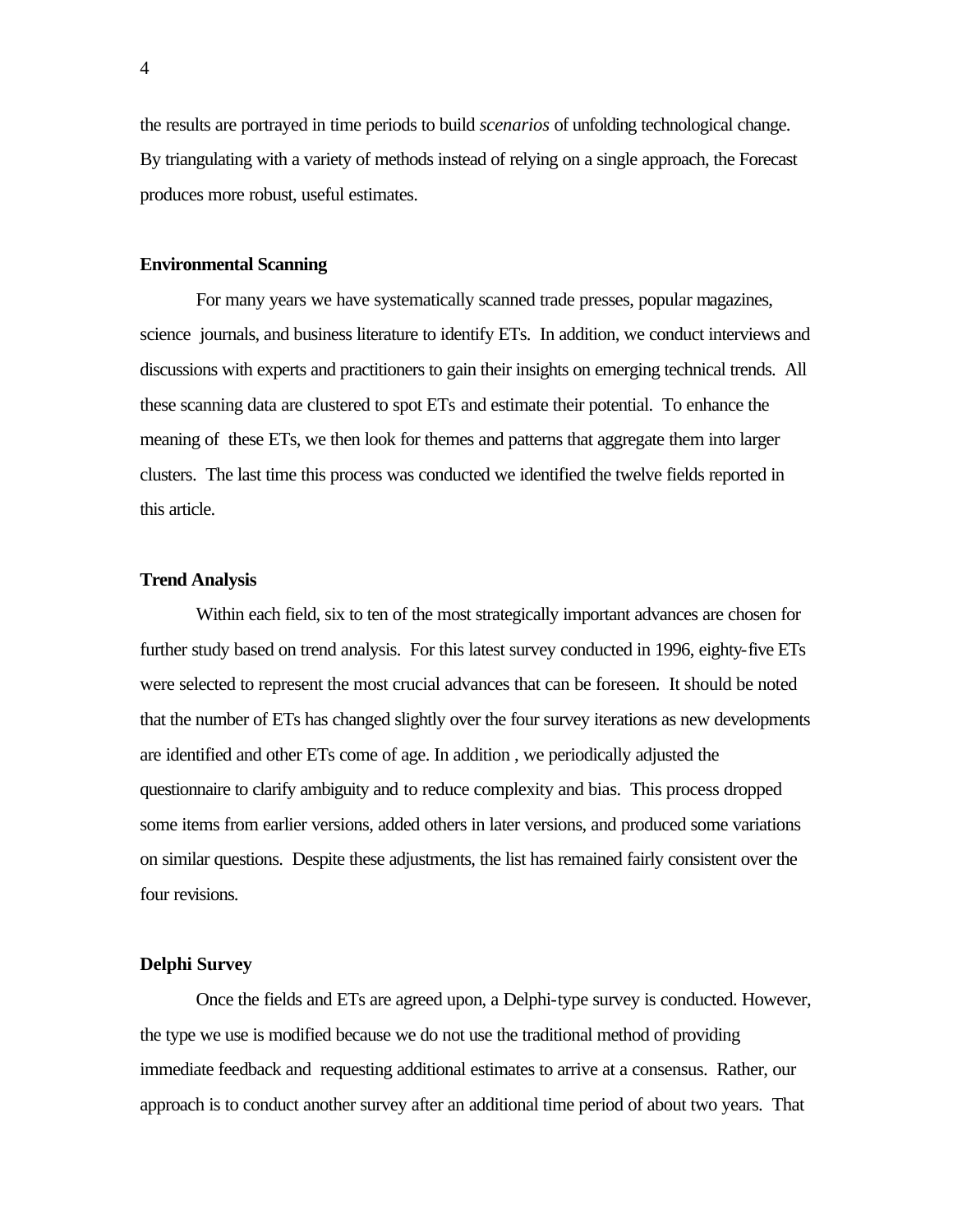the results are portrayed in time periods to build *scenarios* of unfolding technological change. By triangulating with a variety of methods instead of relying on a single approach, the Forecast produces more robust, useful estimates.

**Environmental Scanning**

For many years we have systematically scanned trade presses, popular magazines, science journals, and business literature to identify ETs. In addition, we conduct interviews and discussions with experts and practitioners to gain their insights on emerging technical trends. All these scanning data are clustered to spot ETs and estimate their potential. To enhance the meaning of these ETs, we then look for themes and patterns that aggregate them into larger clusters. The last time this process was conducted we identified the twelve fields reported in this article.

**Trend Analysis**

Within each field, six to ten of the most strategically important advances are chosen for further study based on trend analysis. For this latest survey conducted in 1996, eighty-five ETs were selected to represent the most crucial advances that can be foreseen. It should be noted that the number of ETs has changed slightly over the four survey iterations as new developments are identified and other ETs come of age. In addition , we periodically adjusted the questionnaire to clarify ambiguity and to reduce complexity and bias. This process dropped some items from earlier versions, added others in later versions, and produced some variations on similar questions. Despite these adjustments, the list has remained fairly consistent over the four revisions.

**Delphi Survey**

Once the fields and ETs are agreed upon, a Delphi-type survey is conducted. However, the type we use is modified because we do not use the traditional method of providing immediate feedback and requesting additional estimates to arrive at a consensus. Rather, our approach is to conduct another survey after an additional time period of about two years. That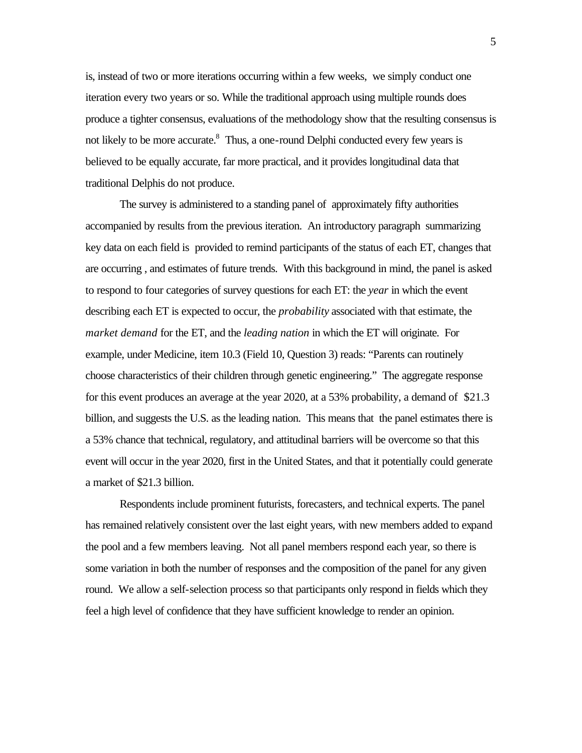is, instead of two or more iterations occurring within a few weeks, we simply conduct one iteration every two years or so. While the traditional approach using multiple rounds does produce a tighter consensus, evaluations of the methodology show that the resulting consensus is not likely to be more accurate.[8] Thus, a one-round Delphi conducted every few years is believed to be equally accurate, far more practical, and it provides longitudinal data that traditional Delphis do not produce.

The survey is administered to a standing panel of approximately fifty authorities accompanied by results from the previous iteration. An introductory paragraph summarizing key data on each field is provided to remind participants of the status of each ET, changes that are occurring , and estimates of future trends. With this background in mind, the panel is asked to respond to four categories of survey questions for each ET: the *year* in which the event describing each ET is expected to occur, the *probability* associated with that estimate, the *market demand* for the ET, and the *leading nation* in which the ET will originate. For example, under Medicine, item 10.3 (Field 10, Question 3) reads: "Parents can routinely choose characteristics of their children through genetic engineering." The aggregate response for this event produces an average at the year 2020, at a 53% probability, a demand of $21.3 billion, and suggests the U.S. as the leading nation. This means that the panel estimates there is a 53% chance that technical, regulatory, and attitudinal barriers will be overcome so that this event will occur in the year 2020, first in the United States, and that it potentially could generate a market of $21.3 billion.

Respondents include prominent futurists, forecasters, and technical experts. The panel has remained relatively consistent over the last eight years, with new members added to expand the pool and a few members leaving. Not all panel members respond each year, so there is some variation in both the number of responses and the composition of the panel for any given round. We allow a self-selection process so that participants only respond in fields which they feel a high level of confidence that they have sufficient knowledge to render an opinion.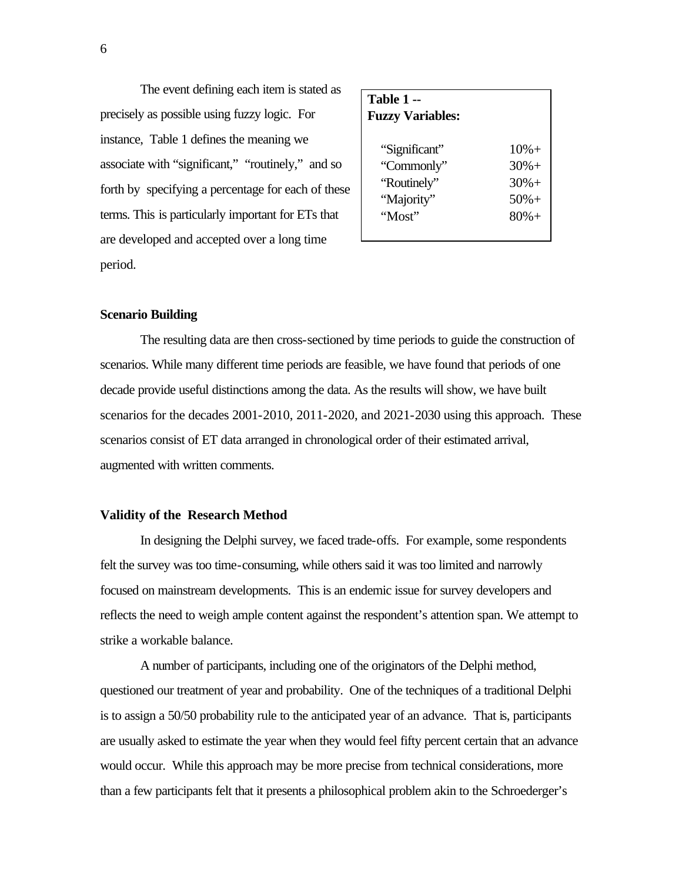The event defining each item is stated as precisely as possible using fuzzy logic. For instance, Table 1 defines the meaning we associate with "significant," "routinely," and so forth by specifying a percentage for each of these terms. This is particularly important for ETs that are developed and accepted over a long time period.

**Table 1 -- Fuzzy Variables:**

| Term | Percentage |
|---|---|
| "Significant" | 10%+ |
| "Commonly" | 30%+ |
| "Routinely" | 30%+ |
| "Majority" | 50%+ |
| "Most" | 80%+ |

### Scenario Building

The resulting data are then cross-sectioned by time periods to guide the construction of scenarios. While many different time periods are feasible, we have found that periods of one decade provide useful distinctions among the data. As the results will show, we have built scenarios for the decades 2001-2010, 2011-2020, and 2021-2030 using this approach. These scenarios consist of ET data arranged in chronological order of their estimated arrival, augmented with written comments.

### Validity of the Research Method

In designing the Delphi survey, we faced trade-offs. For example, some respondents felt the survey was too time-consuming, while others said it was too limited and narrowly focused on mainstream developments. This is an endemic issue for survey developers and reflects the need to weigh ample content against the respondent's attention span. We attempt to strike a workable balance.

A number of participants, including one of the originators of the Delphi method, questioned our treatment of year and probability. One of the techniques of a traditional Delphi is to assign a 50/50 probability rule to the anticipated year of an advance. That is, participants are usually asked to estimate the year when they would feel fifty percent certain that an advance would occur. While this approach may be more precise from technical considerations, more than a few participants felt that it presents a philosophical problem akin to the Schroederger's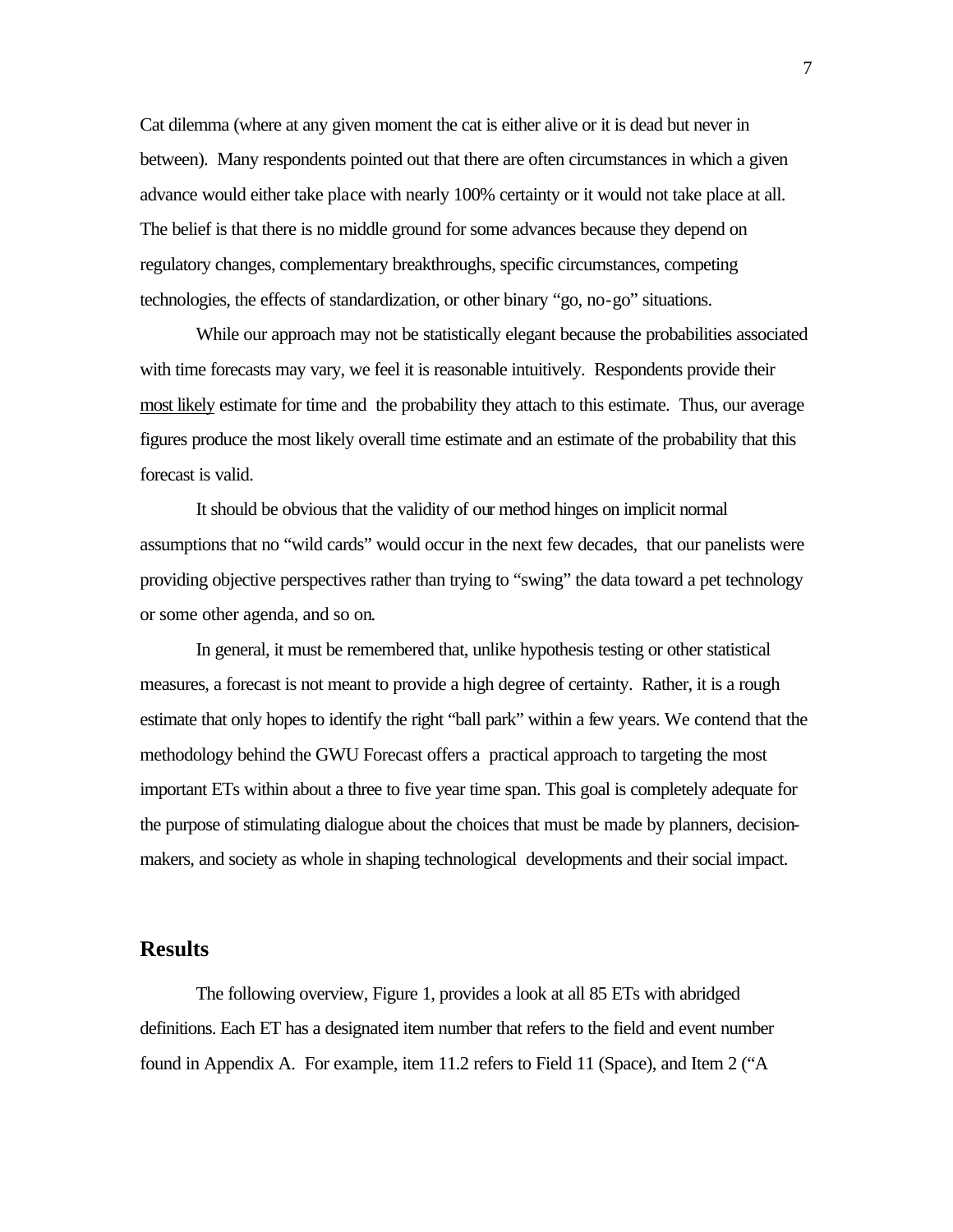Cat dilemma (where at any given moment the cat is either alive or it is dead but never in between). Many respondents pointed out that there are often circumstances in which a given advance would either take place with nearly 100% certainty or it would not take place at all. The belief is that there is no middle ground for some advances because they depend on regulatory changes, complementary breakthroughs, specific circumstances, competing technologies, the effects of standardization, or other binary "go, no-go" situations.

While our approach may not be statistically elegant because the probabilities associated with time forecasts may vary, we feel it is reasonable intuitively. Respondents provide their most likely estimate for time and the probability they attach to this estimate. Thus, our average figures produce the most likely overall time estimate and an estimate of the probability that this forecast is valid.

It should be obvious that the validity of our method hinges on implicit normal assumptions that no "wild cards" would occur in the next few decades, that our panelists were providing objective perspectives rather than trying to "swing" the data toward a pet technology or some other agenda, and so on.

In general, it must be remembered that, unlike hypothesis testing or other statistical measures, a forecast is not meant to provide a high degree of certainty. Rather, it is a rough estimate that only hopes to identify the right "ball park" within a few years. We contend that the methodology behind the GWU Forecast offers a practical approach to targeting the most important ETs within about a three to five year time span. This goal is completely adequate for the purpose of stimulating dialogue about the choices that must be made by planners, decision-makers, and society as whole in shaping technological developments and their social impact.

## Results

The following overview, Figure 1, provides a look at all 85 ETs with abridged definitions. Each ET has a designated item number that refers to the field and event number found in Appendix A. For example, item 11.2 refers to Field 11 (Space), and Item 2 ("A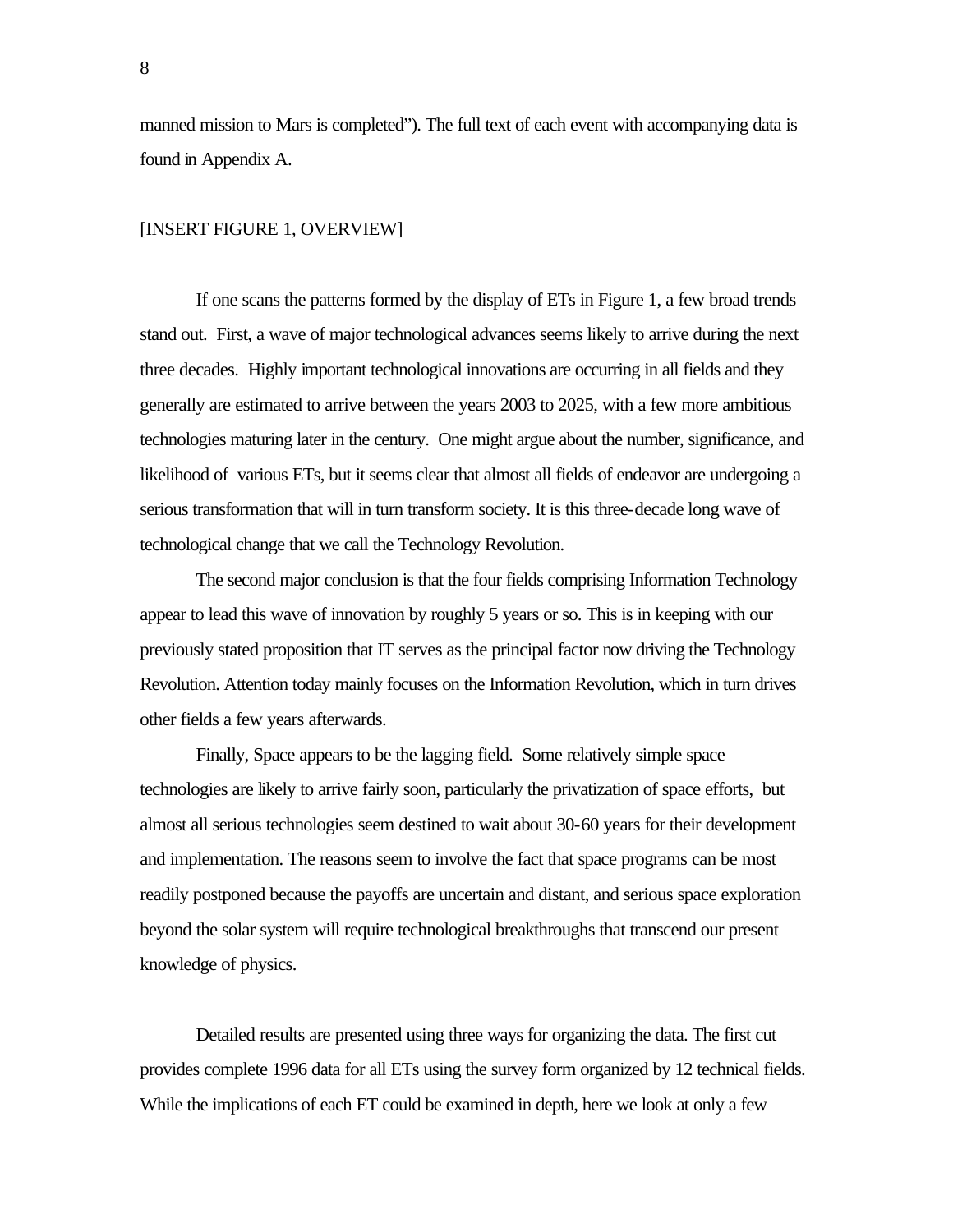manned mission to Mars is completed"). The full text of each event with accompanying data is found in Appendix A.

[INSERT FIGURE 1, OVERVIEW]

If one scans the patterns formed by the display of ETs in Figure 1, a few broad trends stand out. First, a wave of major technological advances seems likely to arrive during the next three decades. Highly important technological innovations are occurring in all fields and they generally are estimated to arrive between the years 2003 to 2025, with a few more ambitious technologies maturing later in the century. One might argue about the number, significance, and likelihood of various ETs, but it seems clear that almost all fields of endeavor are undergoing a serious transformation that will in turn transform society. It is this three-decade long wave of technological change that we call the Technology Revolution.

The second major conclusion is that the four fields comprising Information Technology appear to lead this wave of innovation by roughly 5 years or so. This is in keeping with our previously stated proposition that IT serves as the principal factor now driving the Technology Revolution. Attention today mainly focuses on the Information Revolution, which in turn drives other fields a few years afterwards.

Finally, Space appears to be the lagging field. Some relatively simple space technologies are likely to arrive fairly soon, particularly the privatization of space efforts, but almost all serious technologies seem destined to wait about 30-60 years for their development and implementation. The reasons seem to involve the fact that space programs can be most readily postponed because the payoffs are uncertain and distant, and serious space exploration beyond the solar system will require technological breakthroughs that transcend our present knowledge of physics.

Detailed results are presented using three ways for organizing the data. The first cut provides complete 1996 data for all ETs using the survey form organized by 12 technical fields. While the implications of each ET could be examined in depth, here we look at only a few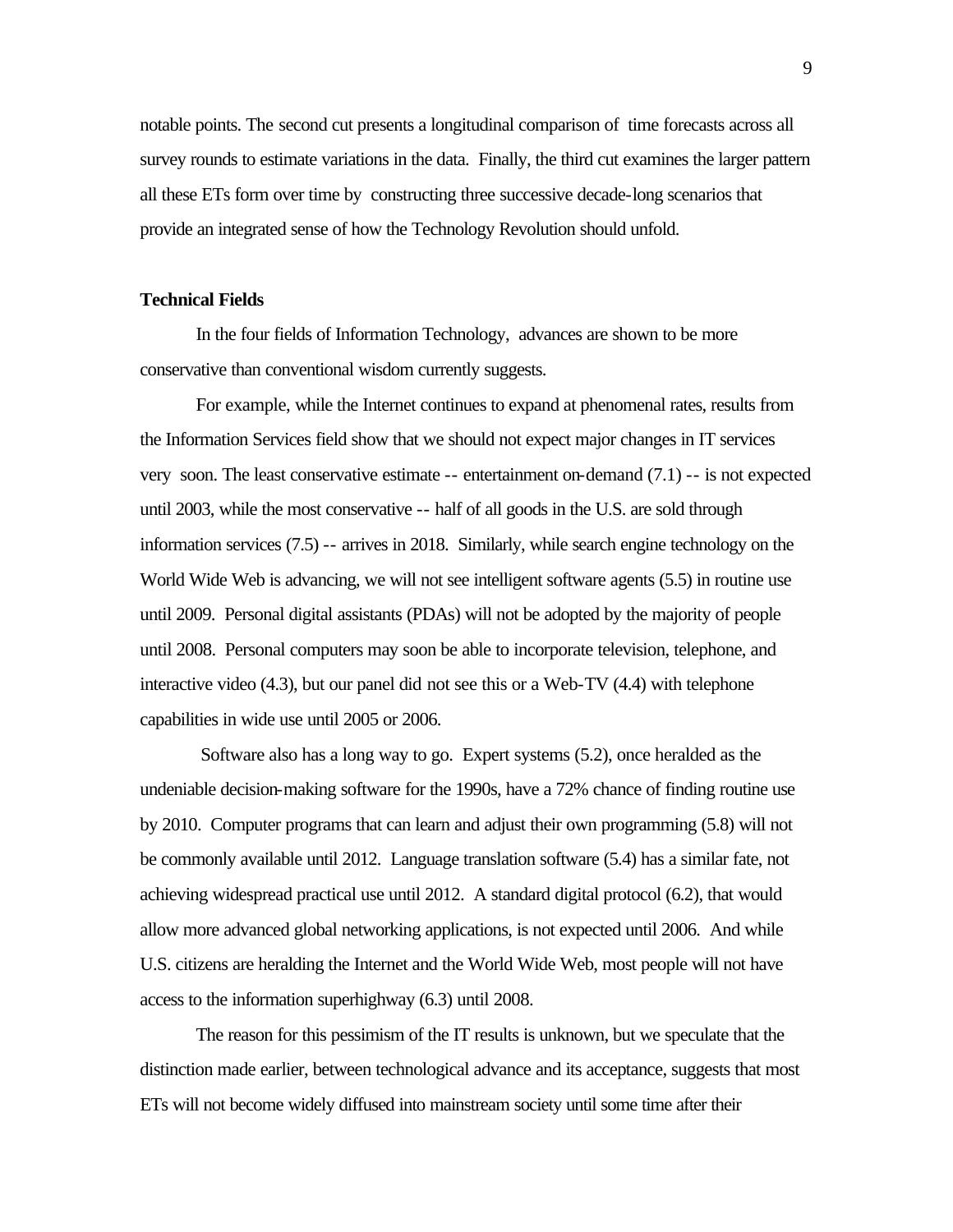notable points. The second cut presents a longitudinal comparison of time forecasts across all survey rounds to estimate variations in the data. Finally, the third cut examines the larger pattern all these ETs form over time by constructing three successive decade-long scenarios that provide an integrated sense of how the Technology Revolution should unfold.

**Technical Fields**

In the four fields of Information Technology, advances are shown to be more conservative than conventional wisdom currently suggests.

For example, while the Internet continues to expand at phenomenal rates, results from the Information Services field show that we should not expect major changes in IT services very soon. The least conservative estimate -- entertainment on-demand (7.1) -- is not expected until 2003, while the most conservative -- half of all goods in the U.S. are sold through information services (7.5) -- arrives in 2018. Similarly, while search engine technology on the World Wide Web is advancing, we will not see intelligent software agents (5.5) in routine use until 2009. Personal digital assistants (PDAs) will not be adopted by the majority of people until 2008. Personal computers may soon be able to incorporate television, telephone, and interactive video (4.3), but our panel did not see this or a Web-TV (4.4) with telephone capabilities in wide use until 2005 or 2006.

Software also has a long way to go. Expert systems (5.2), once heralded as the undeniable decision-making software for the 1990s, have a 72% chance of finding routine use by 2010. Computer programs that can learn and adjust their own programming (5.8) will not be commonly available until 2012. Language translation software (5.4) has a similar fate, not achieving widespread practical use until 2012. A standard digital protocol (6.2), that would allow more advanced global networking applications, is not expected until 2006. And while U.S. citizens are heralding the Internet and the World Wide Web, most people will not have access to the information superhighway (6.3) until 2008.

The reason for this pessimism of the IT results is unknown, but we speculate that the distinction made earlier, between technological advance and its acceptance, suggests that most ETs will not become widely diffused into mainstream society until some time after their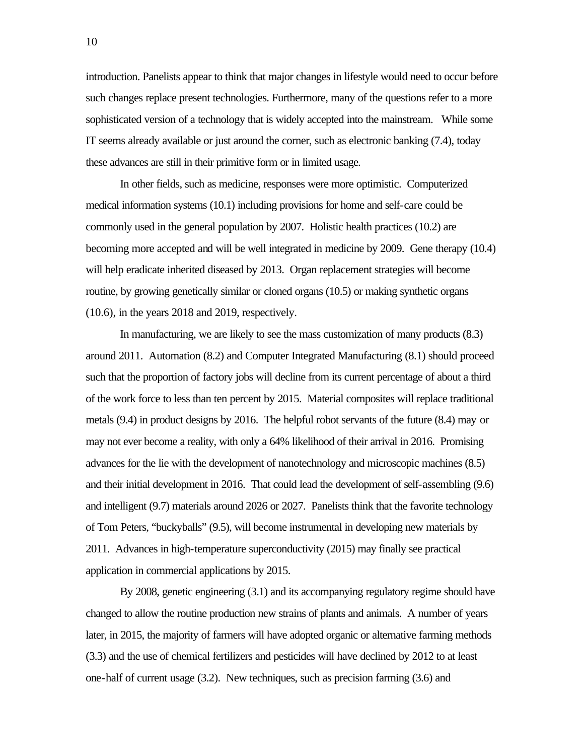introduction. Panelists appear to think that major changes in lifestyle would need to occur before such changes replace present technologies. Furthermore, many of the questions refer to a more sophisticated version of a technology that is widely accepted into the mainstream. While some IT seems already available or just around the corner, such as electronic banking (7.4), today these advances are still in their primitive form or in limited usage.

In other fields, such as medicine, responses were more optimistic. Computerized medical information systems (10.1) including provisions for home and self-care could be commonly used in the general population by 2007. Holistic health practices (10.2) are becoming more accepted and will be well integrated in medicine by 2009. Gene therapy (10.4) will help eradicate inherited diseased by 2013. Organ replacement strategies will become routine, by growing genetically similar or cloned organs (10.5) or making synthetic organs (10.6), in the years 2018 and 2019, respectively.

In manufacturing, we are likely to see the mass customization of many products (8.3) around 2011. Automation (8.2) and Computer Integrated Manufacturing (8.1) should proceed such that the proportion of factory jobs will decline from its current percentage of about a third of the work force to less than ten percent by 2015. Material composites will replace traditional metals (9.4) in product designs by 2016. The helpful robot servants of the future (8.4) may or may not ever become a reality, with only a 64% likelihood of their arrival in 2016. Promising advances for the lie with the development of nanotechnology and microscopic machines (8.5) and their initial development in 2016. That could lead the development of self-assembling (9.6) and intelligent (9.7) materials around 2026 or 2027. Panelists think that the favorite technology of Tom Peters, "buckyballs" (9.5), will become instrumental in developing new materials by 2011. Advances in high-temperature superconductivity (2015) may finally see practical application in commercial applications by 2015.

By 2008, genetic engineering (3.1) and its accompanying regulatory regime should have changed to allow the routine production new strains of plants and animals. A number of years later, in 2015, the majority of farmers will have adopted organic or alternative farming methods (3.3) and the use of chemical fertilizers and pesticides will have declined by 2012 to at least one-half of current usage (3.2). New techniques, such as precision farming (3.6) and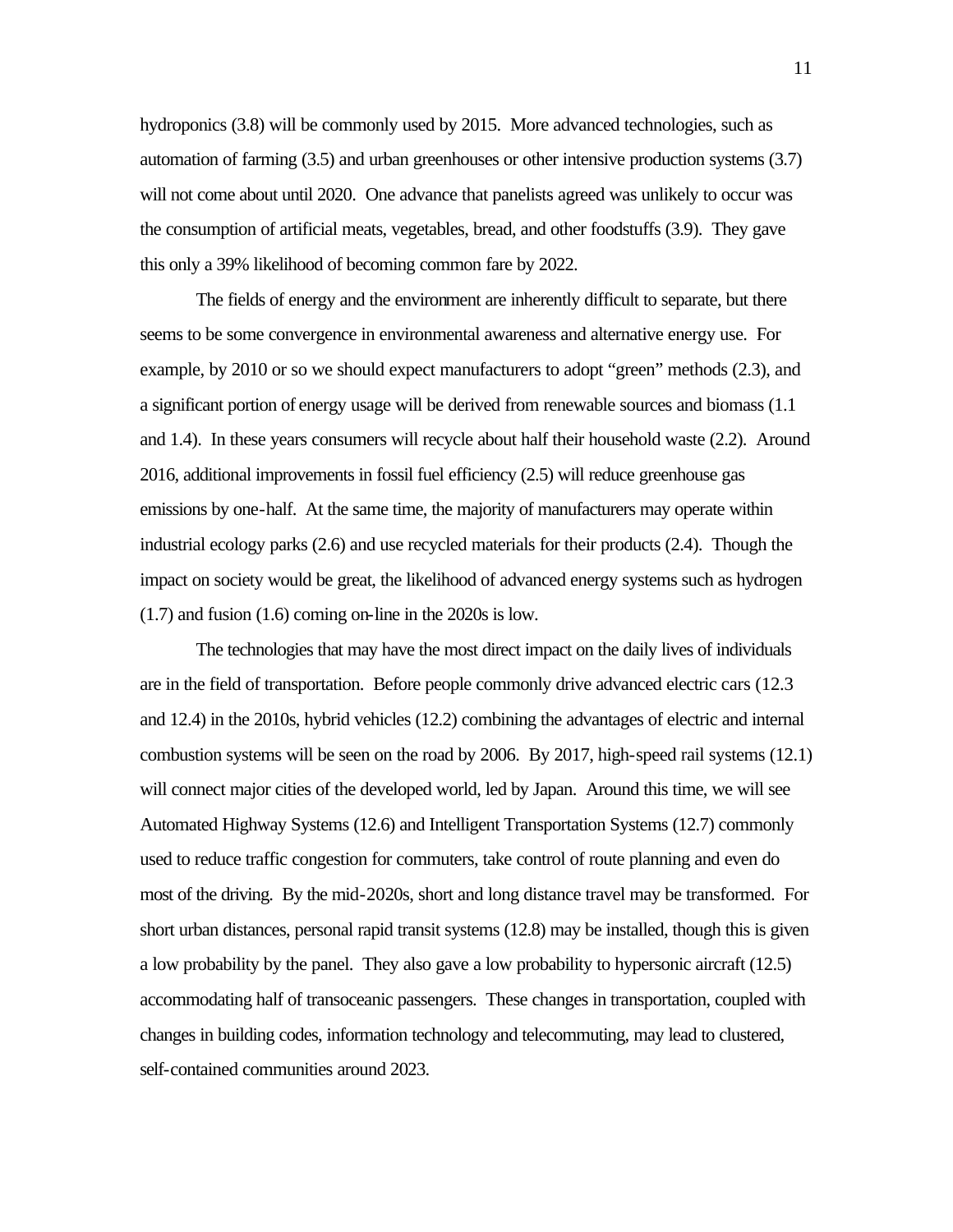hydroponics (3.8) will be commonly used by 2015. More advanced technologies, such as automation of farming (3.5) and urban greenhouses or other intensive production systems (3.7) will not come about until 2020. One advance that panelists agreed was unlikely to occur was the consumption of artificial meats, vegetables, bread, and other foodstuffs (3.9). They gave this only a 39% likelihood of becoming common fare by 2022.

The fields of energy and the environment are inherently difficult to separate, but there seems to be some convergence in environmental awareness and alternative energy use. For example, by 2010 or so we should expect manufacturers to adopt "green" methods (2.3), and a significant portion of energy usage will be derived from renewable sources and biomass (1.1 and 1.4). In these years consumers will recycle about half their household waste (2.2). Around 2016, additional improvements in fossil fuel efficiency (2.5) will reduce greenhouse gas emissions by one-half. At the same time, the majority of manufacturers may operate within industrial ecology parks (2.6) and use recycled materials for their products (2.4). Though the impact on society would be great, the likelihood of advanced energy systems such as hydrogen (1.7) and fusion (1.6) coming on-line in the 2020s is low.

The technologies that may have the most direct impact on the daily lives of individuals are in the field of transportation. Before people commonly drive advanced electric cars (12.3 and 12.4) in the 2010s, hybrid vehicles (12.2) combining the advantages of electric and internal combustion systems will be seen on the road by 2006. By 2017, high-speed rail systems (12.1) will connect major cities of the developed world, led by Japan. Around this time, we will see Automated Highway Systems (12.6) and Intelligent Transportation Systems (12.7) commonly used to reduce traffic congestion for commuters, take control of route planning and even do most of the driving. By the mid-2020s, short and long distance travel may be transformed. For short urban distances, personal rapid transit systems (12.8) may be installed, though this is given a low probability by the panel. They also gave a low probability to hypersonic aircraft (12.5) accommodating half of transoceanic passengers. These changes in transportation, coupled with changes in building codes, information technology and telecommuting, may lead to clustered, self-contained communities around 2023.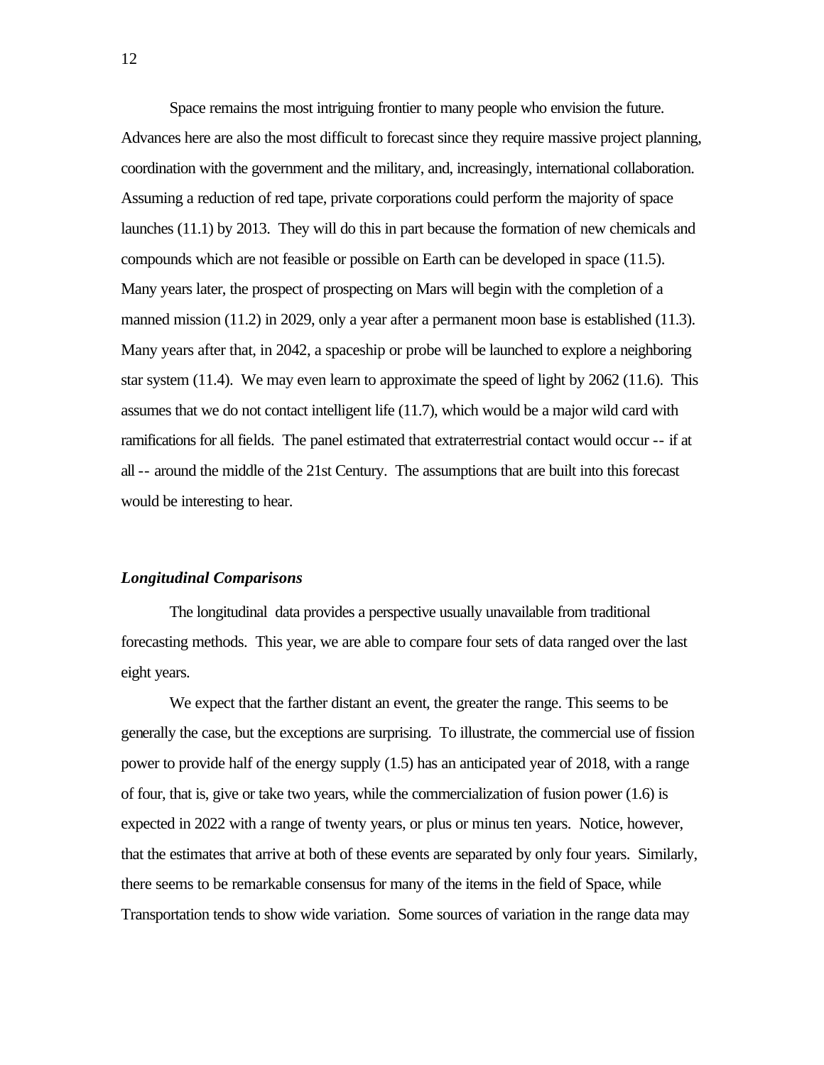Space remains the most intriguing frontier to many people who envision the future. Advances here are also the most difficult to forecast since they require massive project planning, coordination with the government and the military, and, increasingly, international collaboration. Assuming a reduction of red tape, private corporations could perform the majority of space launches (11.1) by 2013. They will do this in part because the formation of new chemicals and compounds which are not feasible or possible on Earth can be developed in space (11.5). Many years later, the prospect of prospecting on Mars will begin with the completion of a manned mission (11.2) in 2029, only a year after a permanent moon base is established (11.3). Many years after that, in 2042, a spaceship or probe will be launched to explore a neighboring star system (11.4). We may even learn to approximate the speed of light by 2062 (11.6). This assumes that we do not contact intelligent life (11.7), which would be a major wild card with ramifications for all fields. The panel estimated that extraterrestrial contact would occur -- if at all -- around the middle of the 21st Century. The assumptions that are built into this forecast would be interesting to hear.

### *Longitudinal Comparisons*

The longitudinal data provides a perspective usually unavailable from traditional forecasting methods. This year, we are able to compare four sets of data ranged over the last eight years.

We expect that the farther distant an event, the greater the range. This seems to be generally the case, but the exceptions are surprising. To illustrate, the commercial use of fission power to provide half of the energy supply (1.5) has an anticipated year of 2018, with a range of four, that is, give or take two years, while the commercialization of fusion power (1.6) is expected in 2022 with a range of twenty years, or plus or minus ten years. Notice, however, that the estimates that arrive at both of these events are separated by only four years. Similarly, there seems to be remarkable consensus for many of the items in the field of Space, while Transportation tends to show wide variation. Some sources of variation in the range data may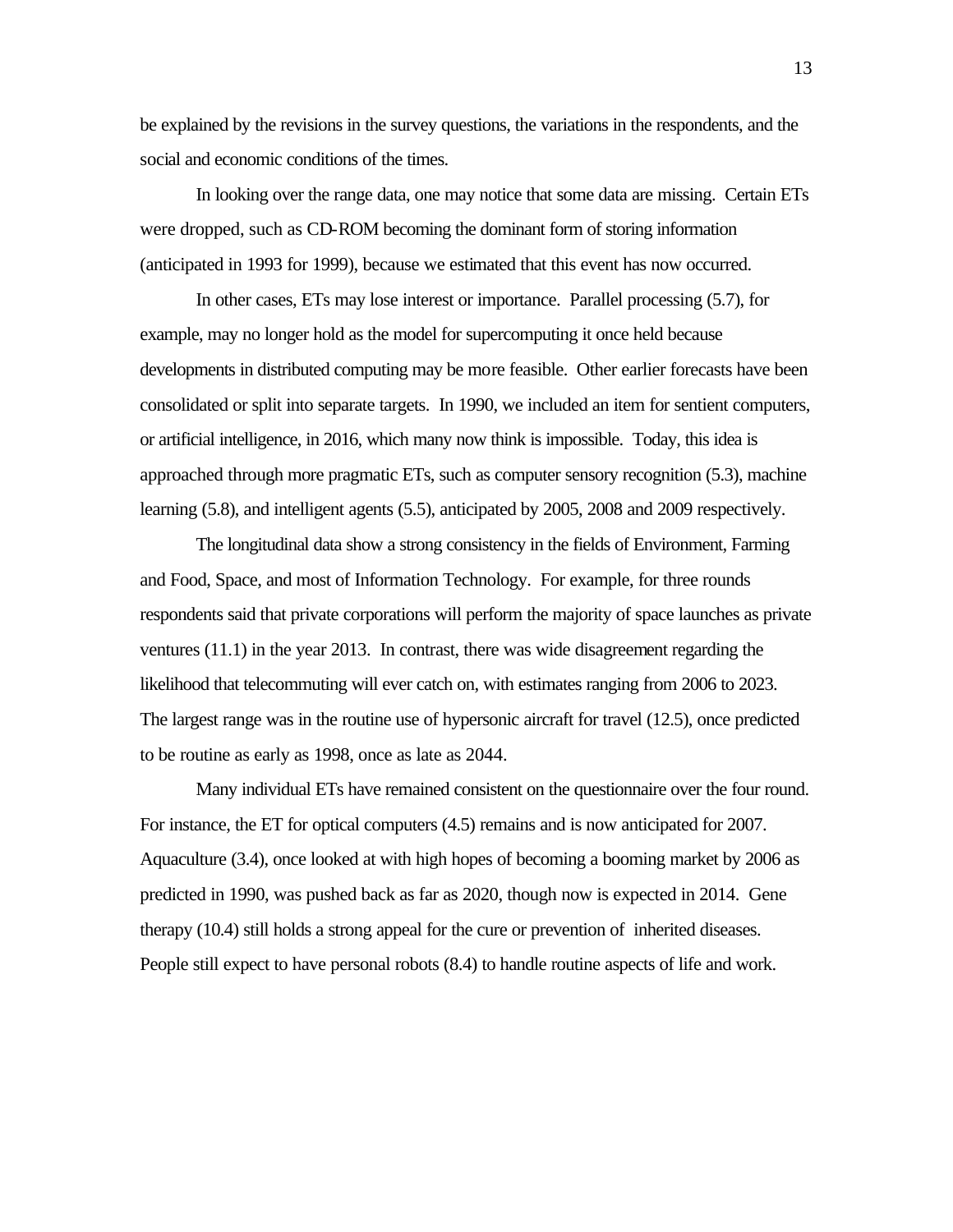be explained by the revisions in the survey questions, the variations in the respondents, and the social and economic conditions of the times.

In looking over the range data, one may notice that some data are missing. Certain ETs were dropped, such as CD-ROM becoming the dominant form of storing information (anticipated in 1993 for 1999), because we estimated that this event has now occurred.

In other cases, ETs may lose interest or importance. Parallel processing (5.7), for example, may no longer hold as the model for supercomputing it once held because developments in distributed computing may be more feasible. Other earlier forecasts have been consolidated or split into separate targets. In 1990, we included an item for sentient computers, or artificial intelligence, in 2016, which many now think is impossible. Today, this idea is approached through more pragmatic ETs, such as computer sensory recognition (5.3), machine learning (5.8), and intelligent agents (5.5), anticipated by 2005, 2008 and 2009 respectively.

The longitudinal data show a strong consistency in the fields of Environment, Farming and Food, Space, and most of Information Technology. For example, for three rounds respondents said that private corporations will perform the majority of space launches as private ventures (11.1) in the year 2013. In contrast, there was wide disagreement regarding the likelihood that telecommuting will ever catch on, with estimates ranging from 2006 to 2023. The largest range was in the routine use of hypersonic aircraft for travel (12.5), once predicted to be routine as early as 1998, once as late as 2044.

Many individual ETs have remained consistent on the questionnaire over the four round. For instance, the ET for optical computers (4.5) remains and is now anticipated for 2007. Aquaculture (3.4), once looked at with high hopes of becoming a booming market by 2006 as predicted in 1990, was pushed back as far as 2020, though now is expected in 2014. Gene therapy (10.4) still holds a strong appeal for the cure or prevention of inherited diseases. People still expect to have personal robots (8.4) to handle routine aspects of life and work.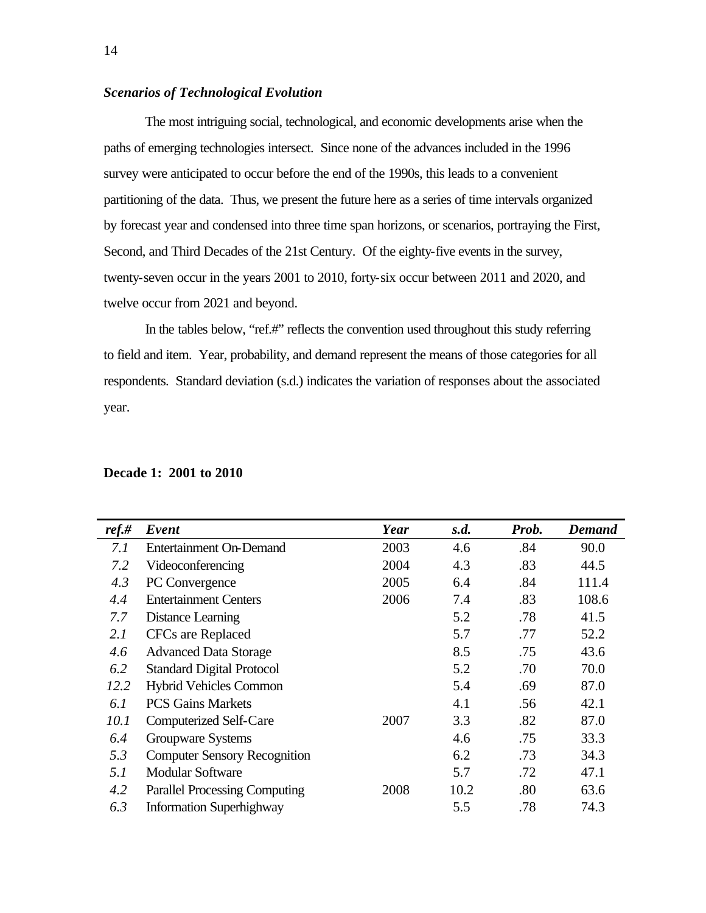### *Scenarios of Technological Evolution*

The most intriguing social, technological, and economic developments arise when the paths of emerging technologies intersect. Since none of the advances included in the 1996 survey were anticipated to occur before the end of the 1990s, this leads to a convenient partitioning of the data. Thus, we present the future here as a series of time intervals organized by forecast year and condensed into three time span horizons, or scenarios, portraying the First, Second, and Third Decades of the 21st Century. Of the eighty-five events in the survey, twenty-seven occur in the years 2001 to 2010, forty-six occur between 2011 and 2020, and twelve occur from 2021 and beyond.

In the tables below, "ref.#" reflects the convention used throughout this study referring to field and item. Year, probability, and demand represent the means of those categories for all respondents. Standard deviation (s.d.) indicates the variation of responses about the associated year.

**Decade 1: 2001 to 2010**

| *ref.#* | *Event* | *Year* | *s.d.* | *Prob.* | *Demand* |
|---|---|---|---|---|---|
| *7.1* | Entertainment On-Demand | 2003 | 4.6 | .84 | 90.0 |
| *7.2* | Videoconferencing | 2004 | 4.3 | .83 | 44.5 |
| *4.3* | PC Convergence | 2005 | 6.4 | .84 | 111.4 |
| *4.4* | Entertainment Centers | 2006 | 7.4 | .83 | 108.6 |
| *7.7* | Distance Learning | | 5.2 | .78 | 41.5 |
| *2.1* | CFCs are Replaced | | 5.7 | .77 | 52.2 |
| *4.6* | Advanced Data Storage | | 8.5 | .75 | 43.6 |
| *6.2* | Standard Digital Protocol | | 5.2 | .70 | 70.0 |
| *12.2* | Hybrid Vehicles Common | | 5.4 | .69 | 87.0 |
| *6.1* | PCS Gains Markets | | 4.1 | .56 | 42.1 |
| *10.1* | Computerized Self-Care | 2007 | 3.3 | .82 | 87.0 |
| *6.4* | Groupware Systems | | 4.6 | .75 | 33.3 |
| *5.3* | Computer Sensory Recognition | | 6.2 | .73 | 34.3 |
| *5.1* | Modular Software | | 5.7 | .72 | 47.1 |
| *4.2* | Parallel Processing Computing | 2008 | 10.2 | .80 | 63.6 |
| *6.3* | Information Superhighway | | 5.5 | .78 | 74.3 |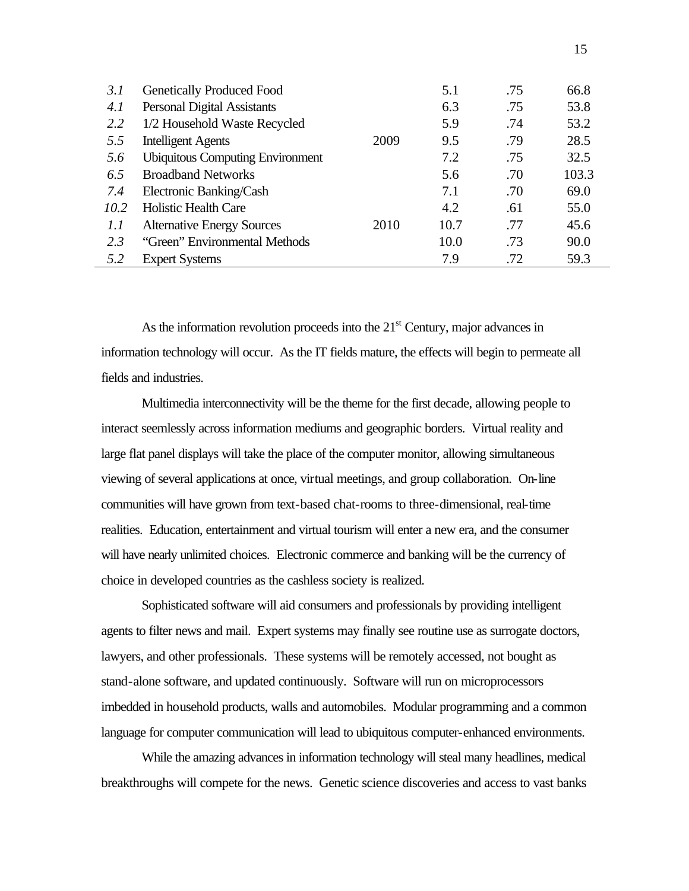| | | | | | |
|---|---|---|---|---|---|
| *3.1* | Genetically Produced Food | | 5.1 | .75 | 66.8 |
| *4.1* | Personal Digital Assistants | | 6.3 | .75 | 53.8 |
| *2.2* | 1/2 Household Waste Recycled | | 5.9 | .74 | 53.2 |
| *5.5* | Intelligent Agents | 2009 | 9.5 | .79 | 28.5 |
| *5.6* | Ubiquitous Computing Environment | | 7.2 | .75 | 32.5 |
| *6.5* | Broadband Networks | | 5.6 | .70 | 103.3 |
| *7.4* | Electronic Banking/Cash | | 7.1 | .70 | 69.0 |
| *10.2* | Holistic Health Care | | 4.2 | .61 | 55.0 |
| *1.1* | Alternative Energy Sources | 2010 | 10.7 | .77 | 45.6 |
| *2.3* | "Green" Environmental Methods | | 10.0 | .73 | 90.0 |
| *5.2* | Expert Systems | | 7.9 | .72 | 59.3 |

As the information revolution proceeds into the 21st Century, major advances in information technology will occur. As the IT fields mature, the effects will begin to permeate all fields and industries.

Multimedia interconnectivity will be the theme for the first decade, allowing people to interact seemlessly across information mediums and geographic borders. Virtual reality and large flat panel displays will take the place of the computer monitor, allowing simultaneous viewing of several applications at once, virtual meetings, and group collaboration. On-line communities will have grown from text-based chat-rooms to three-dimensional, real-time realities. Education, entertainment and virtual tourism will enter a new era, and the consumer will have nearly unlimited choices. Electronic commerce and banking will be the currency of choice in developed countries as the cashless society is realized.

Sophisticated software will aid consumers and professionals by providing intelligent agents to filter news and mail. Expert systems may finally see routine use as surrogate doctors, lawyers, and other professionals. These systems will be remotely accessed, not bought as stand-alone software, and updated continuously. Software will run on microprocessors imbedded in household products, walls and automobiles. Modular programming and a common language for computer communication will lead to ubiquitous computer-enhanced environments.

While the amazing advances in information technology will steal many headlines, medical breakthroughs will compete for the news. Genetic science discoveries and access to vast banks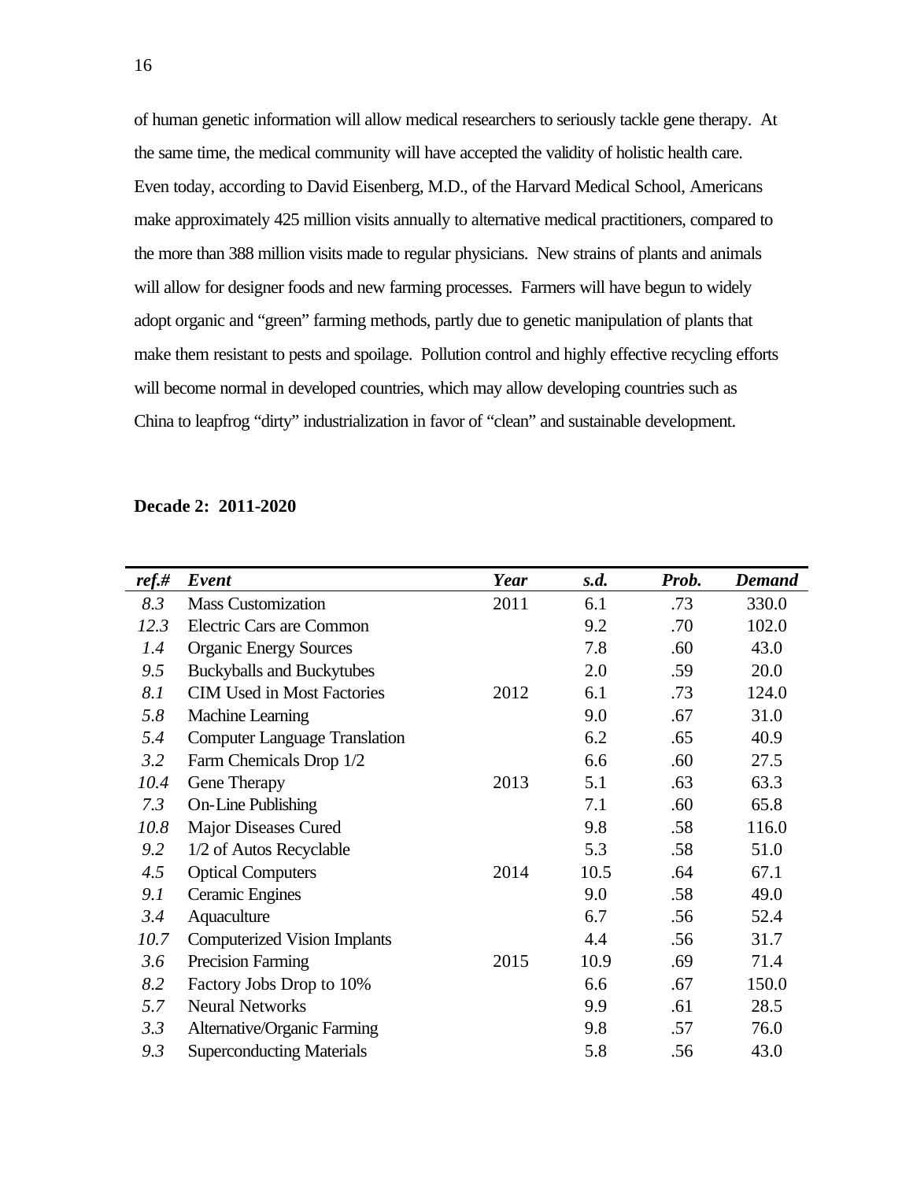of human genetic information will allow medical researchers to seriously tackle gene therapy. At the same time, the medical community will have accepted the validity of holistic health care. Even today, according to David Eisenberg, M.D., of the Harvard Medical School, Americans make approximately 425 million visits annually to alternative medical practitioners, compared to the more than 388 million visits made to regular physicians. New strains of plants and animals will allow for designer foods and new farming processes. Farmers will have begun to widely adopt organic and "green" farming methods, partly due to genetic manipulation of plants that make them resistant to pests and spoilage. Pollution control and highly effective recycling efforts will become normal in developed countries, which may allow developing countries such as China to leapfrog "dirty" industrialization in favor of "clean" and sustainable development.

**Decade 2: 2011-2020**

| *ref.#* | *Event* | *Year* | *s.d.* | *Prob.* | *Demand* |
|---|---|---|---|---|---|
| *8.3* | Mass Customization | 2011 | 6.1 | .73 | 330.0 |
| *12.3* | Electric Cars are Common | | 9.2 | .70 | 102.0 |
| *1.4* | Organic Energy Sources | | 7.8 | .60 | 43.0 |
| *9.5* | Buckyballs and Buckytubes | | 2.0 | .59 | 20.0 |
| *8.1* | CIM Used in Most Factories | 2012 | 6.1 | .73 | 124.0 |
| *5.8* | Machine Learning | | 9.0 | .67 | 31.0 |
| *5.4* | Computer Language Translation | | 6.2 | .65 | 40.9 |
| *3.2* | Farm Chemicals Drop 1/2 | | 6.6 | .60 | 27.5 |
| *10.4* | Gene Therapy | 2013 | 5.1 | .63 | 63.3 |
| *7.3* | On-Line Publishing | | 7.1 | .60 | 65.8 |
| *10.8* | Major Diseases Cured | | 9.8 | .58 | 116.0 |
| *9.2* | 1/2 of Autos Recyclable | | 5.3 | .58 | 51.0 |
| *4.5* | Optical Computers | 2014 | 10.5 | .64 | 67.1 |
| *9.1* | Ceramic Engines | | 9.0 | .58 | 49.0 |
| *3.4* | Aquaculture | | 6.7 | .56 | 52.4 |
| *10.7* | Computerized Vision Implants | | 4.4 | .56 | 31.7 |
| *3.6* | Precision Farming | 2015 | 10.9 | .69 | 71.4 |
| *8.2* | Factory Jobs Drop to 10% | | 6.6 | .67 | 150.0 |
| *5.7* | Neural Networks | | 9.9 | .61 | 28.5 |
| *3.3* | Alternative/Organic Farming | | 9.8 | .57 | 76.0 |
| *9.3* | Superconducting Materials | | 5.8 | .56 | 43.0 |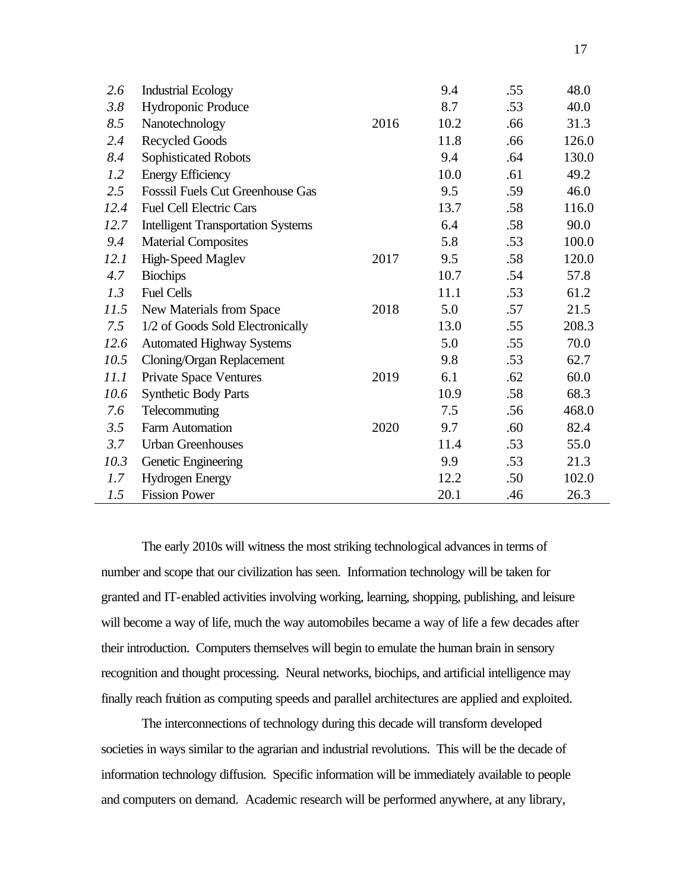| | | | | | |
|---|---|---|---|---|---|
| *2.6* | Industrial Ecology | | 9.4 | .55 | 48.0 |
| *3.8* | Hydroponic Produce | | 8.7 | .53 | 40.0 |
| *8.5* | Nanotechnology | 2016 | 10.2 | .66 | 31.3 |
| *2.4* | Recycled Goods | | 11.8 | .66 | 126.0 |
| *8.4* | Sophisticated Robots | | 9.4 | .64 | 130.0 |
| *1.2* | Energy Efficiency | | 10.0 | .61 | 49.2 |
| *2.5* | Fosssil Fuels Cut Greenhouse Gas | | 9.5 | .59 | 46.0 |
| *12.4* | Fuel Cell Electric Cars | | 13.7 | .58 | 116.0 |
| *12.7* | Intelligent Transportation Systems | | 6.4 | .58 | 90.0 |
| *9.4* | Material Composites | | 5.8 | .53 | 100.0 |
| *12.1* | High-Speed Maglev | 2017 | 9.5 | .58 | 120.0 |
| *4.7* | Biochips | | 10.7 | .54 | 57.8 |
| *1.3* | Fuel Cells | | 11.1 | .53 | 61.2 |
| *11.5* | New Materials from Space | 2018 | 5.0 | .57 | 21.5 |
| *7.5* | 1/2 of Goods Sold Electronically | | 13.0 | .55 | 208.3 |
| *12.6* | Automated Highway Systems | | 5.0 | .55 | 70.0 |
| *10.5* | Cloning/Organ Replacement | | 9.8 | .53 | 62.7 |
| *11.1* | Private Space Ventures | 2019 | 6.1 | .62 | 60.0 |
| *10.6* | Synthetic Body Parts | | 10.9 | .58 | 68.3 |
| *7.6* | Telecommuting | | 7.5 | .56 | 468.0 |
| *3.5* | Farm Automation | 2020 | 9.7 | .60 | 82.4 |
| *3.7* | Urban Greenhouses | | 11.4 | .53 | 55.0 |
| *10.3* | Genetic Engineering | | 9.9 | .53 | 21.3 |
| *1.7* | Hydrogen Energy | | 12.2 | .50 | 102.0 |
| *1.5* | Fission Power | | 20.1 | .46 | 26.3 |

The early 2010s will witness the most striking technological advances in terms of number and scope that our civilization has seen. Information technology will be taken for granted and IT-enabled activities involving working, learning, shopping, publishing, and leisure will become a way of life, much the way automobiles became a way of life a few decades after their introduction. Computers themselves will begin to emulate the human brain in sensory recognition and thought processing. Neural networks, biochips, and artificial intelligence may finally reach fruition as computing speeds and parallel architectures are applied and exploited.

The interconnections of technology during this decade will transform developed societies in ways similar to the agrarian and industrial revolutions. This will be the decade of information technology diffusion. Specific information will be immediately available to people and computers on demand. Academic research will be performed anywhere, at any library,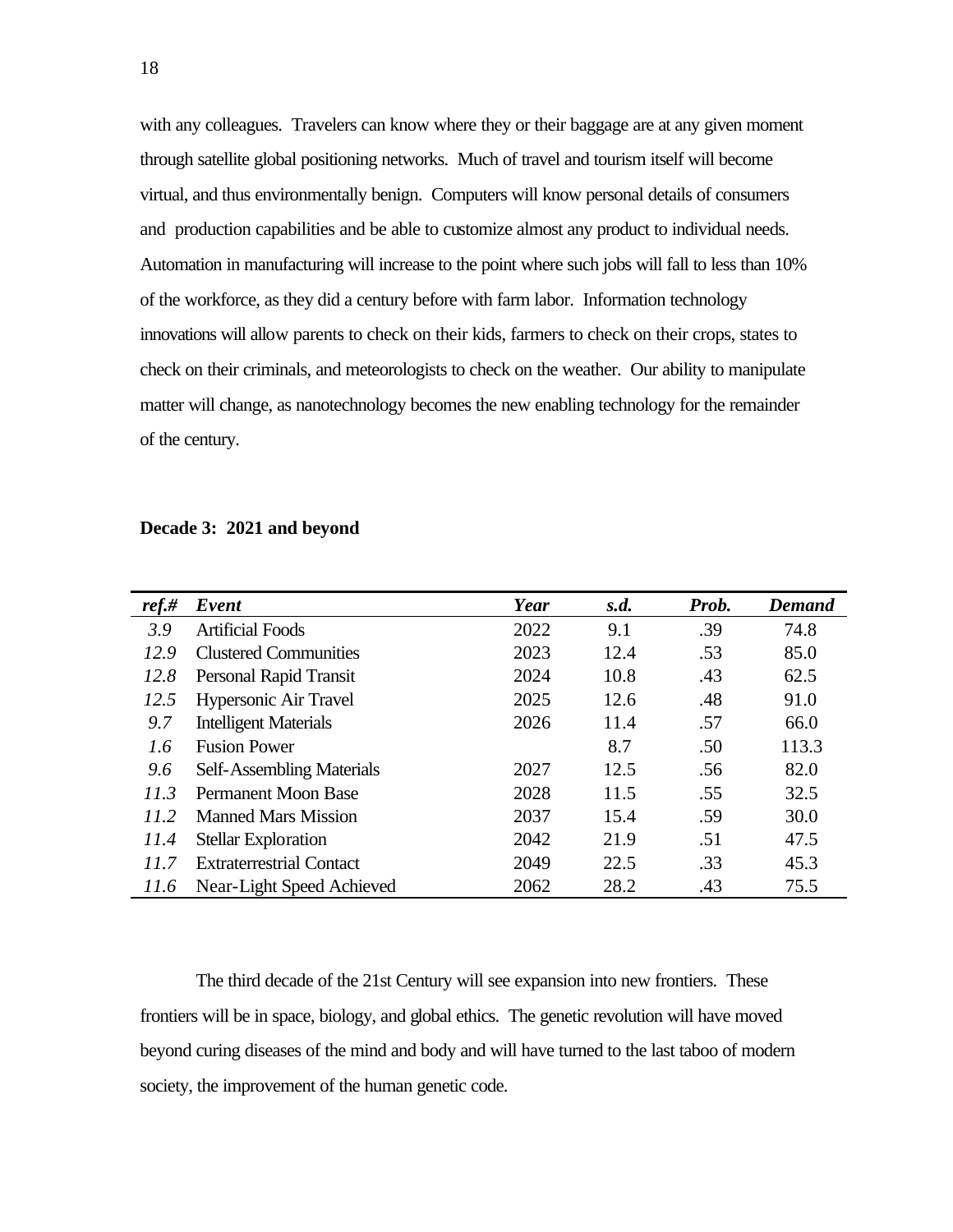with any colleagues. Travelers can know where they or their baggage are at any given moment through satellite global positioning networks. Much of travel and tourism itself will become virtual, and thus environmentally benign. Computers will know personal details of consumers and production capabilities and be able to customize almost any product to individual needs. Automation in manufacturing will increase to the point where such jobs will fall to less than 10% of the workforce, as they did a century before with farm labor. Information technology innovations will allow parents to check on their kids, farmers to check on their crops, states to check on their criminals, and meteorologists to check on the weather. Our ability to manipulate matter will change, as nanotechnology becomes the new enabling technology for the remainder of the century.

**Decade 3: 2021 and beyond**

| *ref.#* | *Event* | *Year* | *s.d.* | *Prob.* | *Demand* |
|---|---|---|---|---|---|
| *3.9* | Artificial Foods | 2022 | 9.1 | .39 | 74.8 |
| *12.9* | Clustered Communities | 2023 | 12.4 | .53 | 85.0 |
| *12.8* | Personal Rapid Transit | 2024 | 10.8 | .43 | 62.5 |
| *12.5* | Hypersonic Air Travel | 2025 | 12.6 | .48 | 91.0 |
| *9.7* | Intelligent Materials | 2026 | 11.4 | .57 | 66.0 |
| *1.6* | Fusion Power | | 8.7 | .50 | 113.3 |
| *9.6* | Self-Assembling Materials | 2027 | 12.5 | .56 | 82.0 |
| *11.3* | Permanent Moon Base | 2028 | 11.5 | .55 | 32.5 |
| *11.2* | Manned Mars Mission | 2037 | 15.4 | .59 | 30.0 |
| *11.4* | Stellar Exploration | 2042 | 21.9 | .51 | 47.5 |
| *11.7* | Extraterrestrial Contact | 2049 | 22.5 | .33 | 45.3 |
| *11.6* | Near-Light Speed Achieved | 2062 | 28.2 | .43 | 75.5 |

The third decade of the 21st Century will see expansion into new frontiers. These frontiers will be in space, biology, and global ethics. The genetic revolution will have moved beyond curing diseases of the mind and body and will have turned to the last taboo of modern society, the improvement of the human genetic code.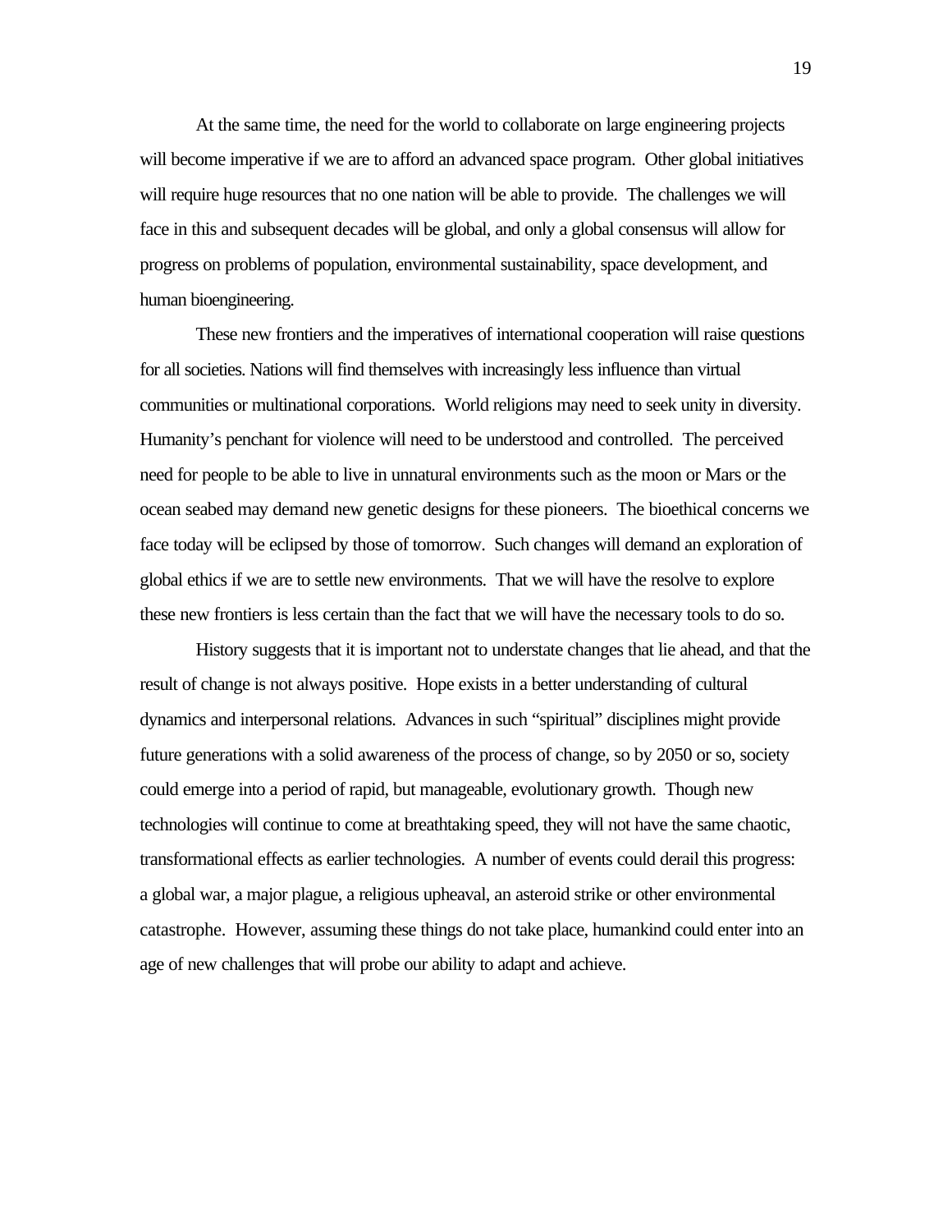At the same time, the need for the world to collaborate on large engineering projects will become imperative if we are to afford an advanced space program. Other global initiatives will require huge resources that no one nation will be able to provide. The challenges we will face in this and subsequent decades will be global, and only a global consensus will allow for progress on problems of population, environmental sustainability, space development, and human bioengineering.

These new frontiers and the imperatives of international cooperation will raise questions for all societies. Nations will find themselves with increasingly less influence than virtual communities or multinational corporations. World religions may need to seek unity in diversity. Humanity's penchant for violence will need to be understood and controlled. The perceived need for people to be able to live in unnatural environments such as the moon or Mars or the ocean seabed may demand new genetic designs for these pioneers. The bioethical concerns we face today will be eclipsed by those of tomorrow. Such changes will demand an exploration of global ethics if we are to settle new environments. That we will have the resolve to explore these new frontiers is less certain than the fact that we will have the necessary tools to do so.

History suggests that it is important not to understate changes that lie ahead, and that the result of change is not always positive. Hope exists in a better understanding of cultural dynamics and interpersonal relations. Advances in such "spiritual" disciplines might provide future generations with a solid awareness of the process of change, so by 2050 or so, society could emerge into a period of rapid, but manageable, evolutionary growth. Though new technologies will continue to come at breathtaking speed, they will not have the same chaotic, transformational effects as earlier technologies. A number of events could derail this progress: a global war, a major plague, a religious upheaval, an asteroid strike or other environmental catastrophe. However, assuming these things do not take place, humankind could enter into an age of new challenges that will probe our ability to adapt and achieve.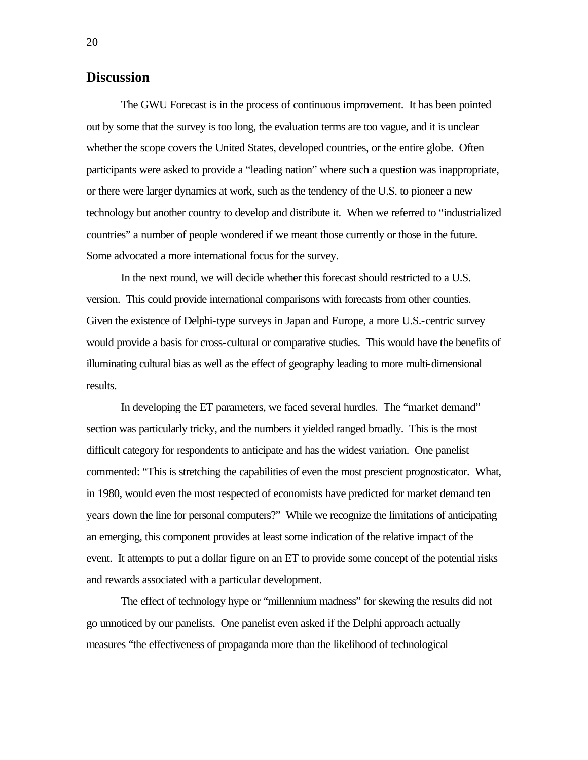## Discussion

The GWU Forecast is in the process of continuous improvement. It has been pointed out by some that the survey is too long, the evaluation terms are too vague, and it is unclear whether the scope covers the United States, developed countries, or the entire globe. Often participants were asked to provide a "leading nation" where such a question was inappropriate, or there were larger dynamics at work, such as the tendency of the U.S. to pioneer a new technology but another country to develop and distribute it. When we referred to "industrialized countries" a number of people wondered if we meant those currently or those in the future. Some advocated a more international focus for the survey.

In the next round, we will decide whether this forecast should restricted to a U.S. version. This could provide international comparisons with forecasts from other counties. Given the existence of Delphi-type surveys in Japan and Europe, a more U.S.-centric survey would provide a basis for cross-cultural or comparative studies. This would have the benefits of illuminating cultural bias as well as the effect of geography leading to more multi-dimensional results.

In developing the ET parameters, we faced several hurdles. The "market demand" section was particularly tricky, and the numbers it yielded ranged broadly. This is the most difficult category for respondents to anticipate and has the widest variation. One panelist commented: "This is stretching the capabilities of even the most prescient prognosticator. What, in 1980, would even the most respected of economists have predicted for market demand ten years down the line for personal computers?" While we recognize the limitations of anticipating an emerging, this component provides at least some indication of the relative impact of the event. It attempts to put a dollar figure on an ET to provide some concept of the potential risks and rewards associated with a particular development.

The effect of technology hype or "millennium madness" for skewing the results did not go unnoticed by our panelists. One panelist even asked if the Delphi approach actually measures "the effectiveness of propaganda more than the likelihood of technological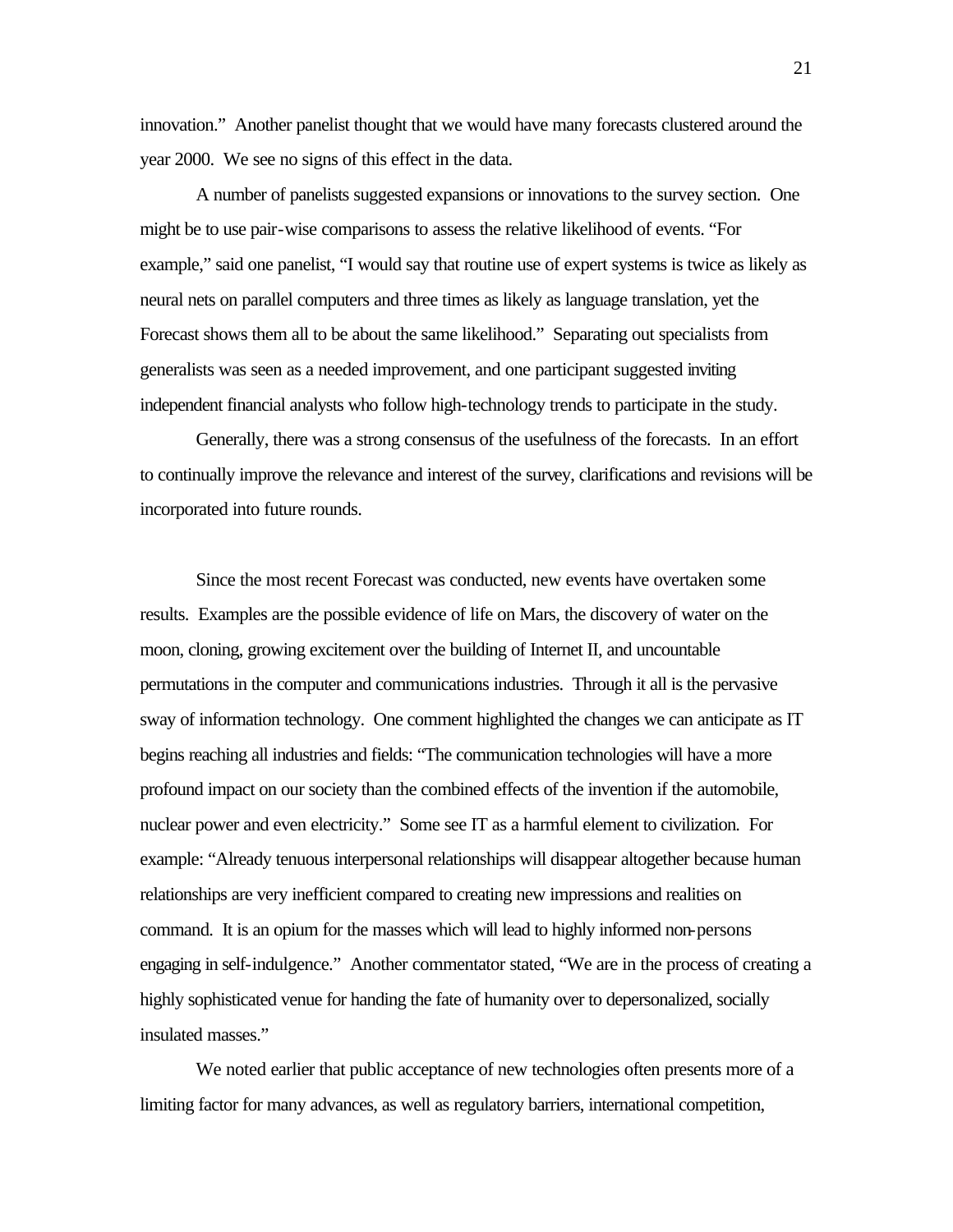innovation." Another panelist thought that we would have many forecasts clustered around the year 2000. We see no signs of this effect in the data.

A number of panelists suggested expansions or innovations to the survey section. One might be to use pair-wise comparisons to assess the relative likelihood of events. "For example," said one panelist, "I would say that routine use of expert systems is twice as likely as neural nets on parallel computers and three times as likely as language translation, yet the Forecast shows them all to be about the same likelihood." Separating out specialists from generalists was seen as a needed improvement, and one participant suggested inviting independent financial analysts who follow high-technology trends to participate in the study.

Generally, there was a strong consensus of the usefulness of the forecasts. In an effort to continually improve the relevance and interest of the survey, clarifications and revisions will be incorporated into future rounds.

Since the most recent Forecast was conducted, new events have overtaken some results. Examples are the possible evidence of life on Mars, the discovery of water on the moon, cloning, growing excitement over the building of Internet II, and uncountable permutations in the computer and communications industries. Through it all is the pervasive sway of information technology. One comment highlighted the changes we can anticipate as IT begins reaching all industries and fields: "The communication technologies will have a more profound impact on our society than the combined effects of the invention if the automobile, nuclear power and even electricity." Some see IT as a harmful element to civilization. For example: "Already tenuous interpersonal relationships will disappear altogether because human relationships are very inefficient compared to creating new impressions and realities on command. It is an opium for the masses which will lead to highly informed non-persons engaging in self-indulgence." Another commentator stated, "We are in the process of creating a highly sophisticated venue for handing the fate of humanity over to depersonalized, socially insulated masses."

We noted earlier that public acceptance of new technologies often presents more of a limiting factor for many advances, as well as regulatory barriers, international competition,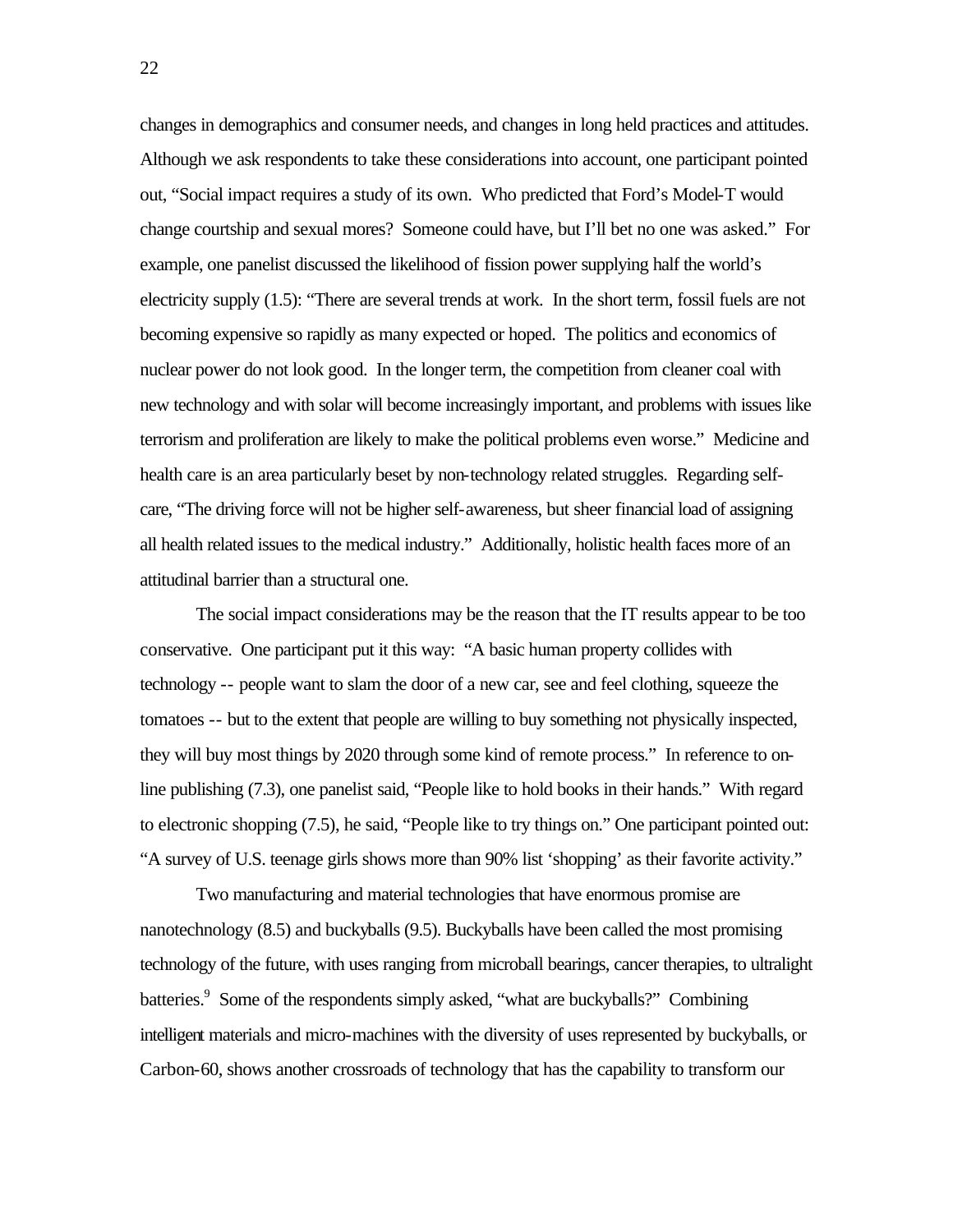changes in demographics and consumer needs, and changes in long held practices and attitudes. Although we ask respondents to take these considerations into account, one participant pointed out, "Social impact requires a study of its own. Who predicted that Ford's Model-T would change courtship and sexual mores? Someone could have, but I'll bet no one was asked." For example, one panelist discussed the likelihood of fission power supplying half the world's electricity supply (1.5): "There are several trends at work. In the short term, fossil fuels are not becoming expensive so rapidly as many expected or hoped. The politics and economics of nuclear power do not look good. In the longer term, the competition from cleaner coal with new technology and with solar will become increasingly important, and problems with issues like terrorism and proliferation are likely to make the political problems even worse." Medicine and health care is an area particularly beset by non-technology related struggles. Regarding self-care, "The driving force will not be higher self-awareness, but sheer financial load of assigning all health related issues to the medical industry." Additionally, holistic health faces more of an attitudinal barrier than a structural one.

The social impact considerations may be the reason that the IT results appear to be too conservative. One participant put it this way: "A basic human property collides with technology -- people want to slam the door of a new car, see and feel clothing, squeeze the tomatoes -- but to the extent that people are willing to buy something not physically inspected, they will buy most things by 2020 through some kind of remote process." In reference to on-line publishing (7.3), one panelist said, "People like to hold books in their hands." With regard to electronic shopping (7.5), he said, "People like to try things on." One participant pointed out: "A survey of U.S. teenage girls shows more than 90% list 'shopping' as their favorite activity."

Two manufacturing and material technologies that have enormous promise are nanotechnology (8.5) and buckyballs (9.5). Buckyballs have been called the most promising technology of the future, with uses ranging from microball bearings, cancer therapies, to ultralight batteries.[9] Some of the respondents simply asked, "what are buckyballs?" Combining intelligent materials and micro-machines with the diversity of uses represented by buckyballs, or Carbon-60, shows another crossroads of technology that has the capability to transform our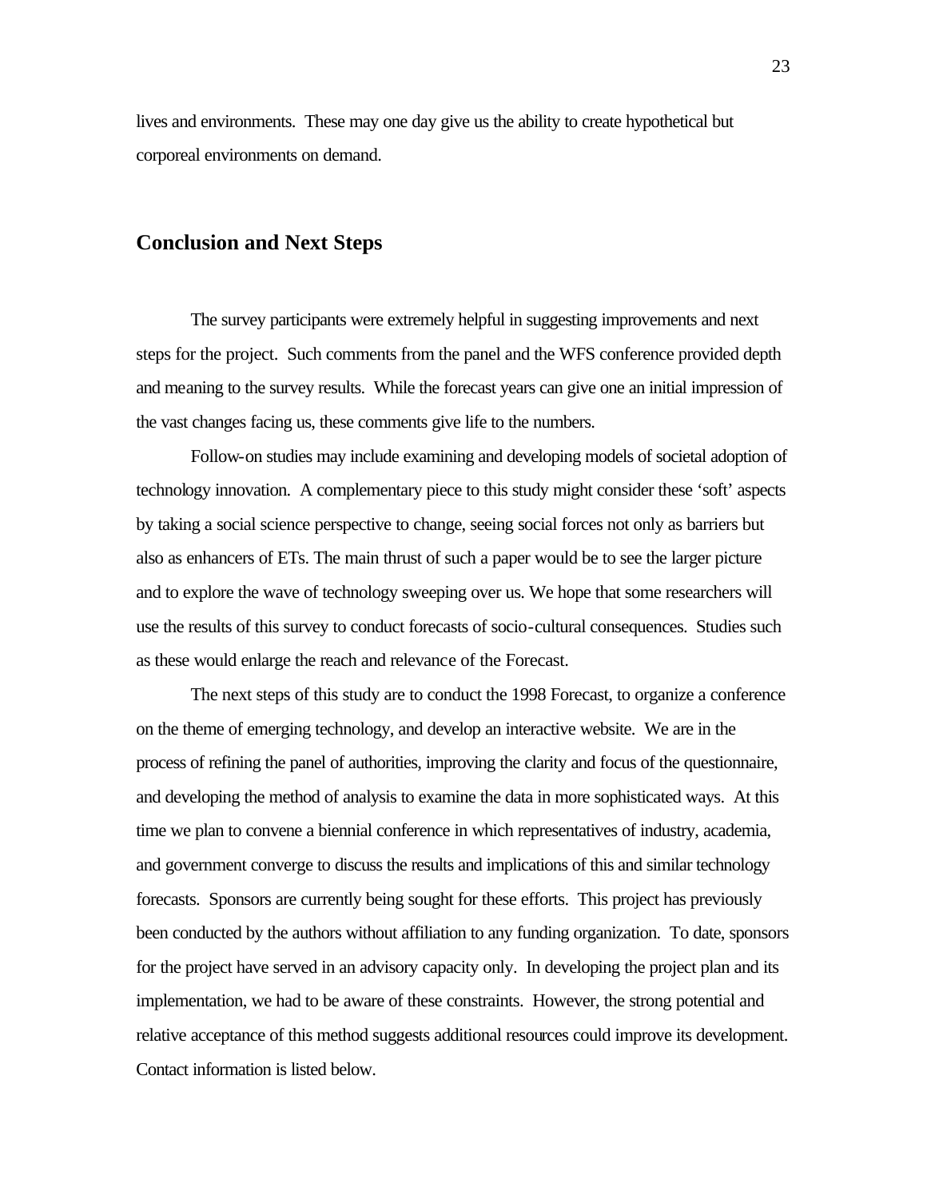lives and environments. These may one day give us the ability to create hypothetical but corporeal environments on demand.

## Conclusion and Next Steps

The survey participants were extremely helpful in suggesting improvements and next steps for the project. Such comments from the panel and the WFS conference provided depth and meaning to the survey results. While the forecast years can give one an initial impression of the vast changes facing us, these comments give life to the numbers.

Follow-on studies may include examining and developing models of societal adoption of technology innovation. A complementary piece to this study might consider these 'soft' aspects by taking a social science perspective to change, seeing social forces not only as barriers but also as enhancers of ETs. The main thrust of such a paper would be to see the larger picture and to explore the wave of technology sweeping over us. We hope that some researchers will use the results of this survey to conduct forecasts of socio-cultural consequences. Studies such as these would enlarge the reach and relevance of the Forecast.

The next steps of this study are to conduct the 1998 Forecast, to organize a conference on the theme of emerging technology, and develop an interactive website. We are in the process of refining the panel of authorities, improving the clarity and focus of the questionnaire, and developing the method of analysis to examine the data in more sophisticated ways. At this time we plan to convene a biennial conference in which representatives of industry, academia, and government converge to discuss the results and implications of this and similar technology forecasts. Sponsors are currently being sought for these efforts. This project has previously been conducted by the authors without affiliation to any funding organization. To date, sponsors for the project have served in an advisory capacity only. In developing the project plan and its implementation, we had to be aware of these constraints. However, the strong potential and relative acceptance of this method suggests additional resources could improve its development. Contact information is listed below.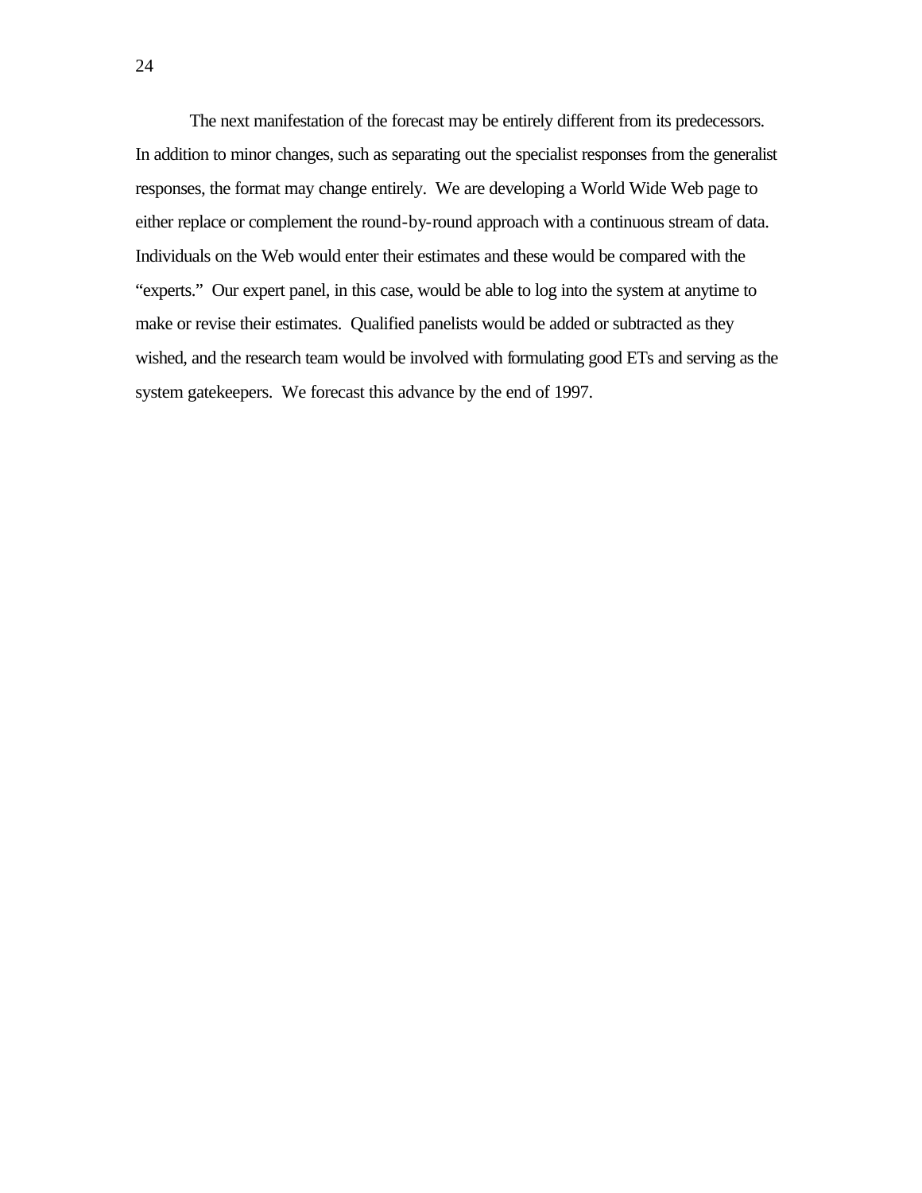The next manifestation of the forecast may be entirely different from its predecessors. In addition to minor changes, such as separating out the specialist responses from the generalist responses, the format may change entirely. We are developing a World Wide Web page to either replace or complement the round-by-round approach with a continuous stream of data. Individuals on the Web would enter their estimates and these would be compared with the "experts." Our expert panel, in this case, would be able to log into the system at anytime to make or revise their estimates. Qualified panelists would be added or subtracted as they wished, and the research team would be involved with formulating good ETs and serving as the system gatekeepers. We forecast this advance by the end of 1997.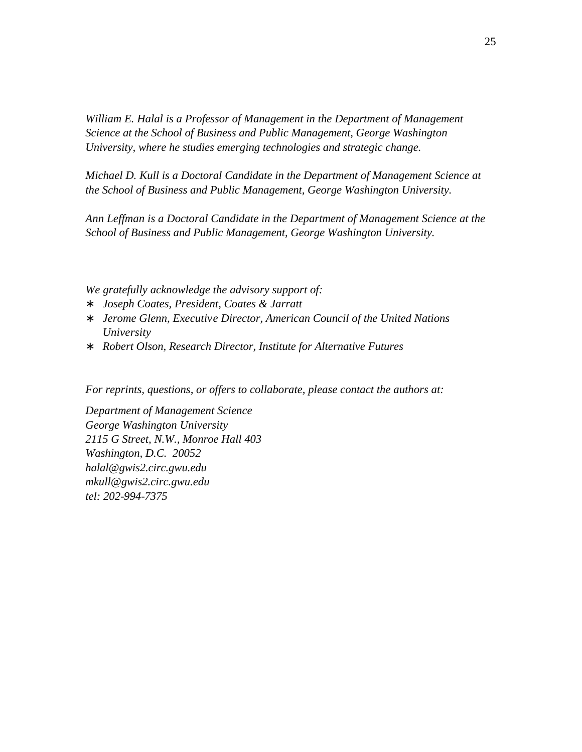*William E. Halal is a Professor of Management in the Department of Management Science at the School of Business and Public Management, George Washington University, where he studies emerging technologies and strategic change.*

*Michael D. Kull is a Doctoral Candidate in the Department of Management Science at the School of Business and Public Management, George Washington University.*

*Ann Leffman is a Doctoral Candidate in the Department of Management Science at the School of Business and Public Management, George Washington University.*

*We gratefully acknowledge the advisory support of:*

- *Joseph Coates, President, Coates & Jarratt*
- *Jerome Glenn, Executive Director, American Council of the United Nations University*
- *Robert Olson, Research Director, Institute for Alternative Futures*

*For reprints, questions, or offers to collaborate, please contact the authors at:*

*Department of Management Science*
*George Washington University*
*2115 G Street, N.W., Monroe Hall 403*
*Washington, D.C. 20052*
*halal@gwis2.circ.gwu.edu*
*mkull@gwis2.circ.gwu.edu*
*tel: 202-994-7375*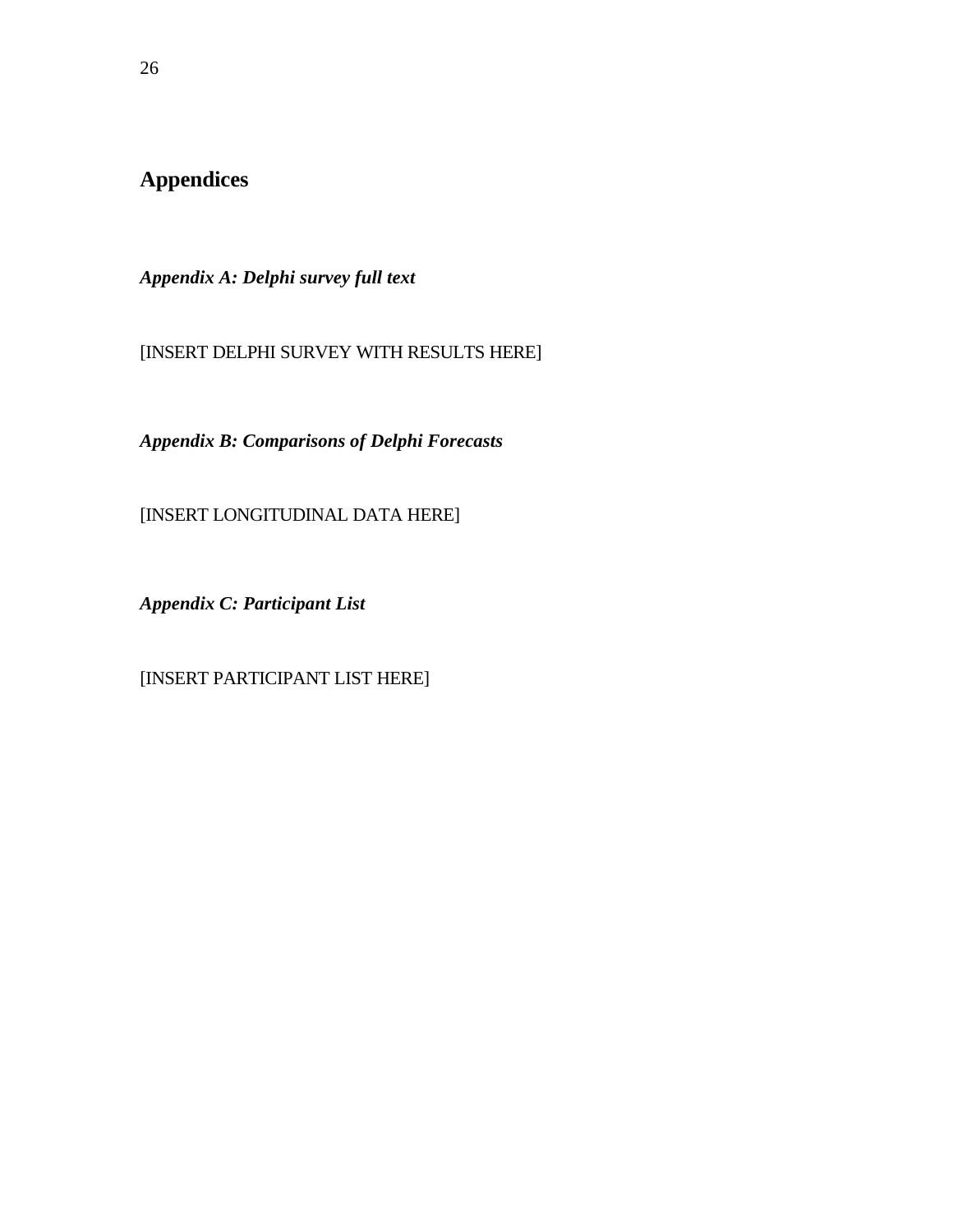# Appendices

***Appendix A: Delphi survey full text***

[INSERT DELPHI SURVEY WITH RESULTS HERE]

***Appendix B: Comparisons of Delphi Forecasts***

[INSERT LONGITUDINAL DATA HERE]

***Appendix C: Participant List***

[INSERT PARTICIPANT LIST HERE]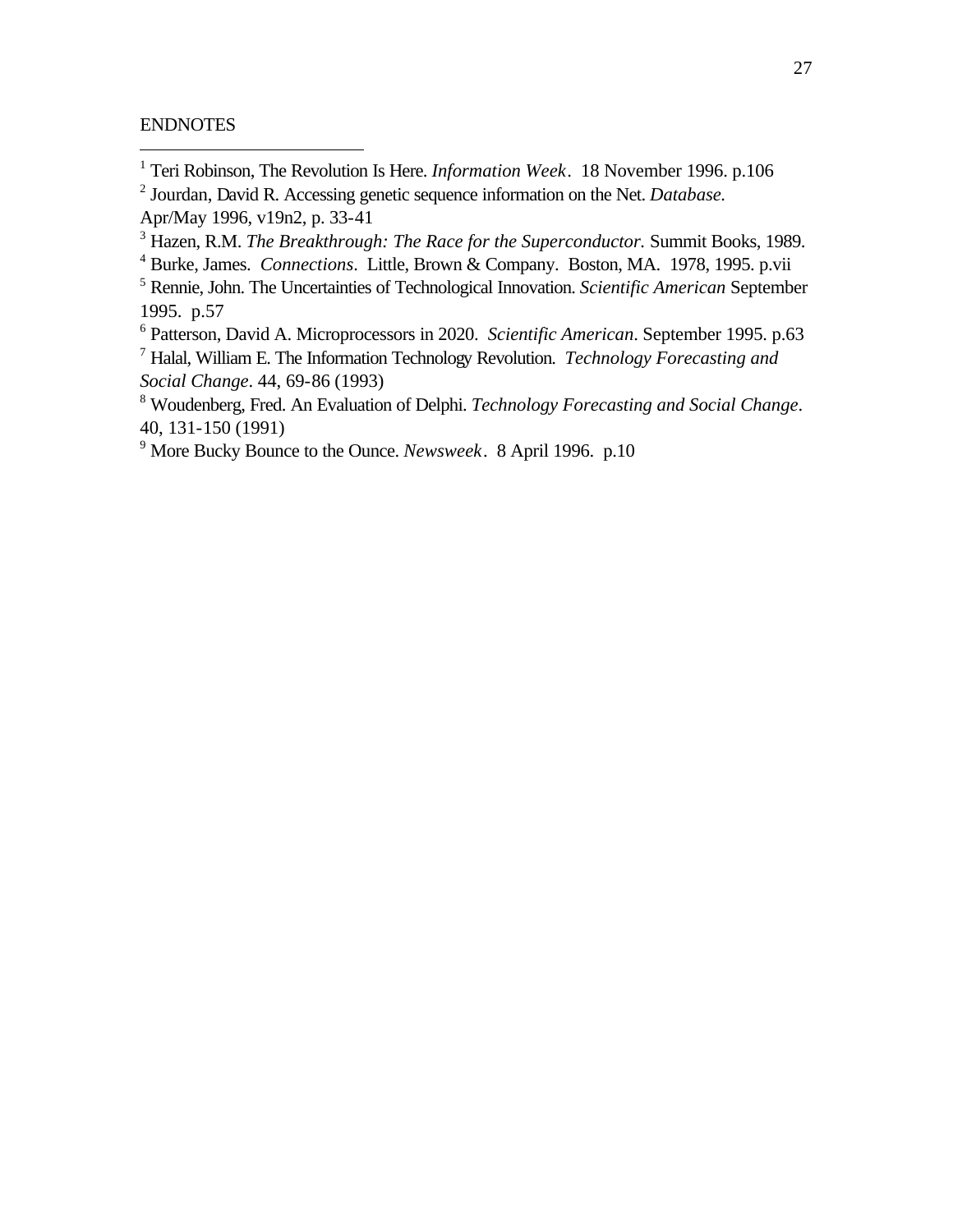ENDNOTES

[1] Teri Robinson, The Revolution Is Here. *Information Week*. 18 November 1996. p.106

[2] Jourdan, David R. Accessing genetic sequence information on the Net. *Database.* Apr/May 1996, v19n2, p. 33-41

[3] Hazen, R.M. *The Breakthrough: The Race for the Superconductor.* Summit Books, 1989.

[4] Burke, James. *Connections*. Little, Brown & Company. Boston, MA. 1978, 1995. p.vii

[5] Rennie, John. The Uncertainties of Technological Innovation. *Scientific American* September 1995. p.57

[6] Patterson, David A. Microprocessors in 2020. *Scientific American*. September 1995. p.63

[7] Halal, William E. The Information Technology Revolution. *Technology Forecasting and Social Change*. 44, 69-86 (1993)

[8] Woudenberg, Fred. An Evaluation of Delphi. *Technology Forecasting and Social Change*. 40, 131-150 (1991)

[9] More Bucky Bounce to the Ounce. *Newsweek*. 8 April 1996. p.10